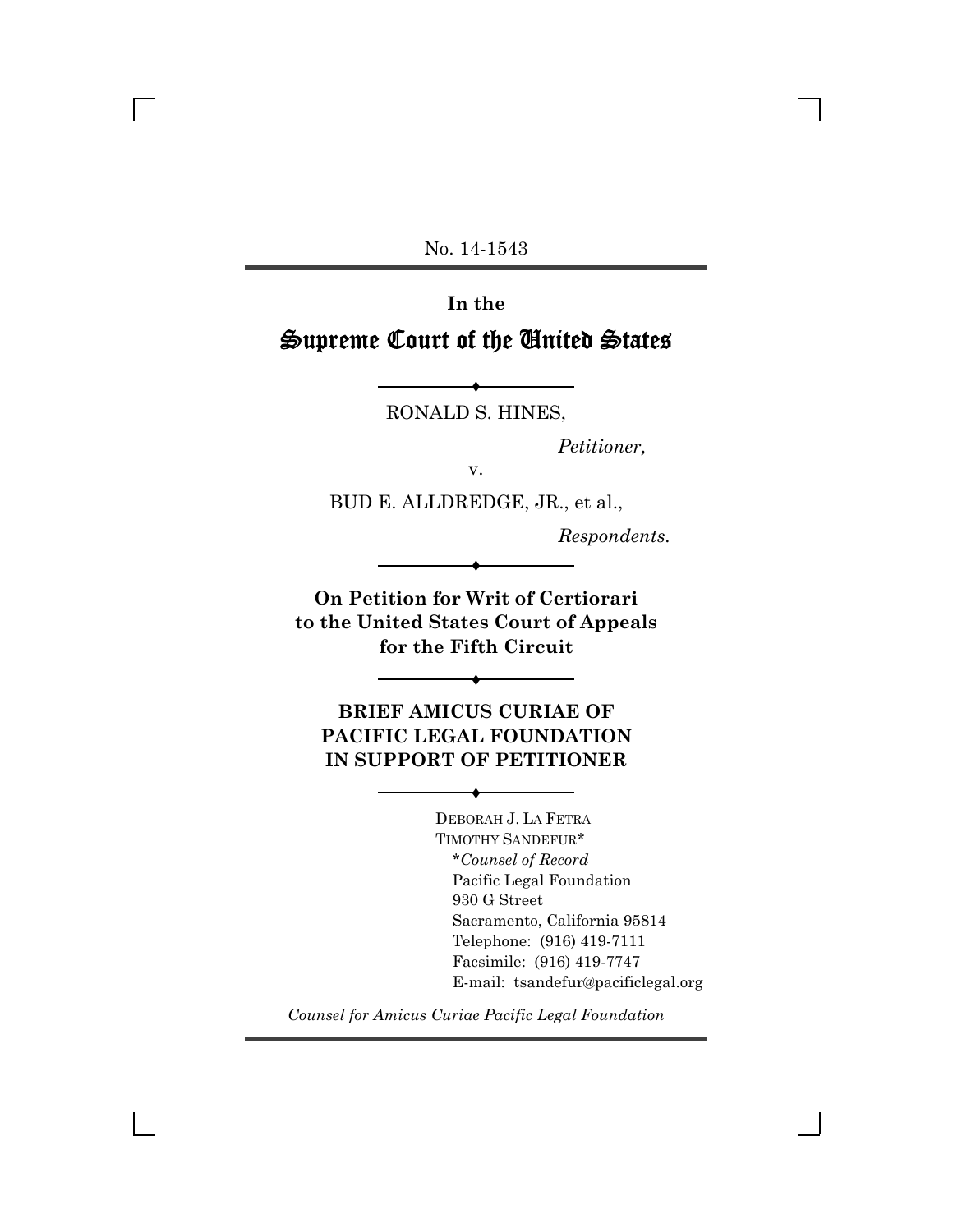No. 14-1543

---

**In the**

# Supreme Court of the United States

---

RONALD S. HINES,

*Petitioner,*

v.

BUD E. ALLDREDGE, JR., et al.,

*Respondents.*

---

**On Petition for Writ of Certiorari to the United States Court of Appeals for the Fifth Circuit**

---

**BRIEF AMICUS CURIAE OF PACIFIC LEGAL FOUNDATION IN SUPPORT OF PETITIONER**

---

DEBORAH J. LA FETRA
TIMOTHY SANDEFUR*
*\*Counsel of Record*
Pacific Legal Foundation
930 G Street
Sacramento, California 95814
Telephone: (916) 419-7111
Facsimile: (916) 419-7747
E-mail: tsandefur@pacificlegal.org

*Counsel for Amicus Curiae Pacific Legal Foundation*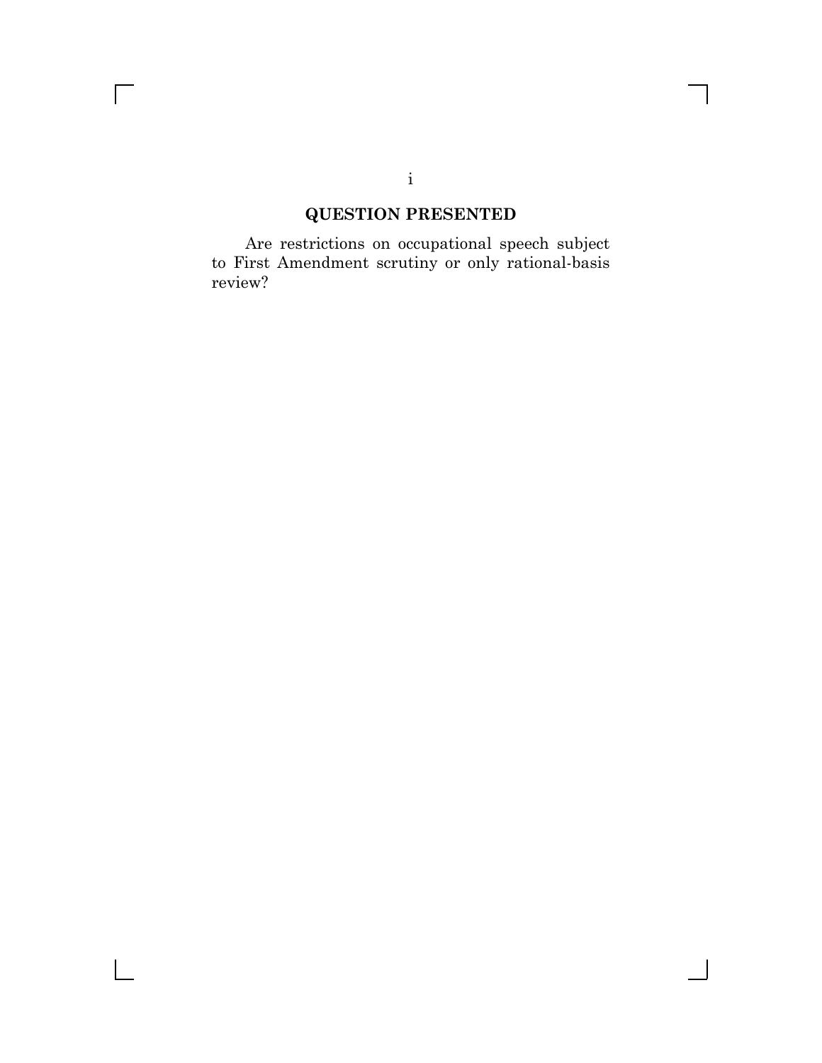## QUESTION PRESENTED

Are restrictions on occupational speech subject to First Amendment scrutiny or only rational-basis review?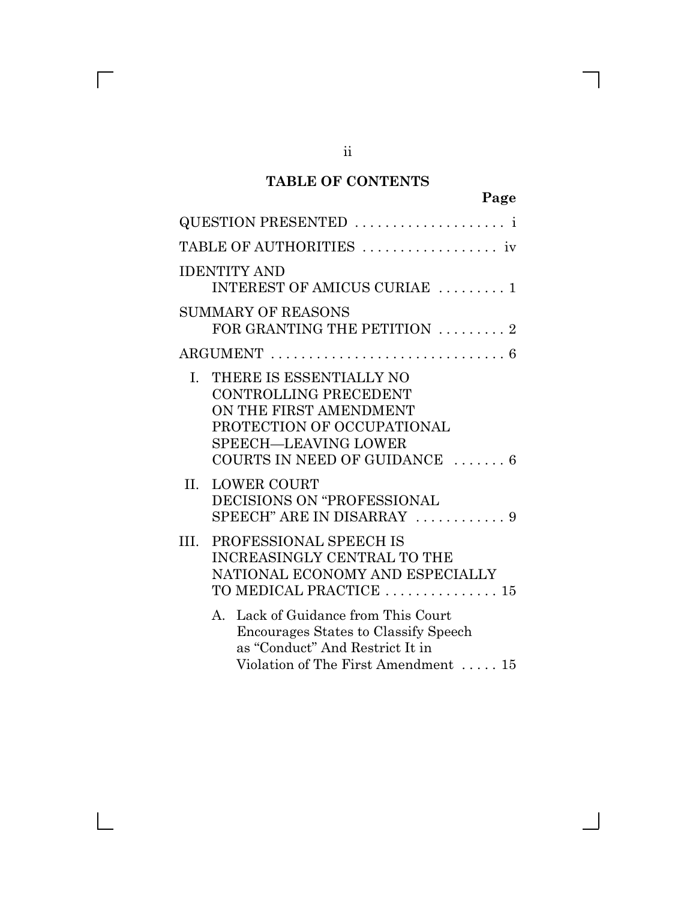## TABLE OF CONTENTS

| | Page |
|---|---|
| QUESTION PRESENTED | i |
| TABLE OF AUTHORITIES | iv |
| IDENTITY AND INTEREST OF AMICUS CURIAE | 1 |
| SUMMARY OF REASONS FOR GRANTING THE PETITION | 2 |
| ARGUMENT | 6 |
| I. THERE IS ESSENTIALLY NO CONTROLLING PRECEDENT ON THE FIRST AMENDMENT PROTECTION OF OCCUPATIONAL SPEECH—LEAVING LOWER COURTS IN NEED OF GUIDANCE | 6 |
| II. LOWER COURT DECISIONS ON "PROFESSIONAL SPEECH" ARE IN DISARRAY | 9 |
| III. PROFESSIONAL SPEECH IS INCREASINGLY CENTRAL TO THE NATIONAL ECONOMY AND ESPECIALLY TO MEDICAL PRACTICE | 15 |
| A. Lack of Guidance from This Court Encourages States to Classify Speech as "Conduct" And Restrict It in Violation of The First Amendment | 15 |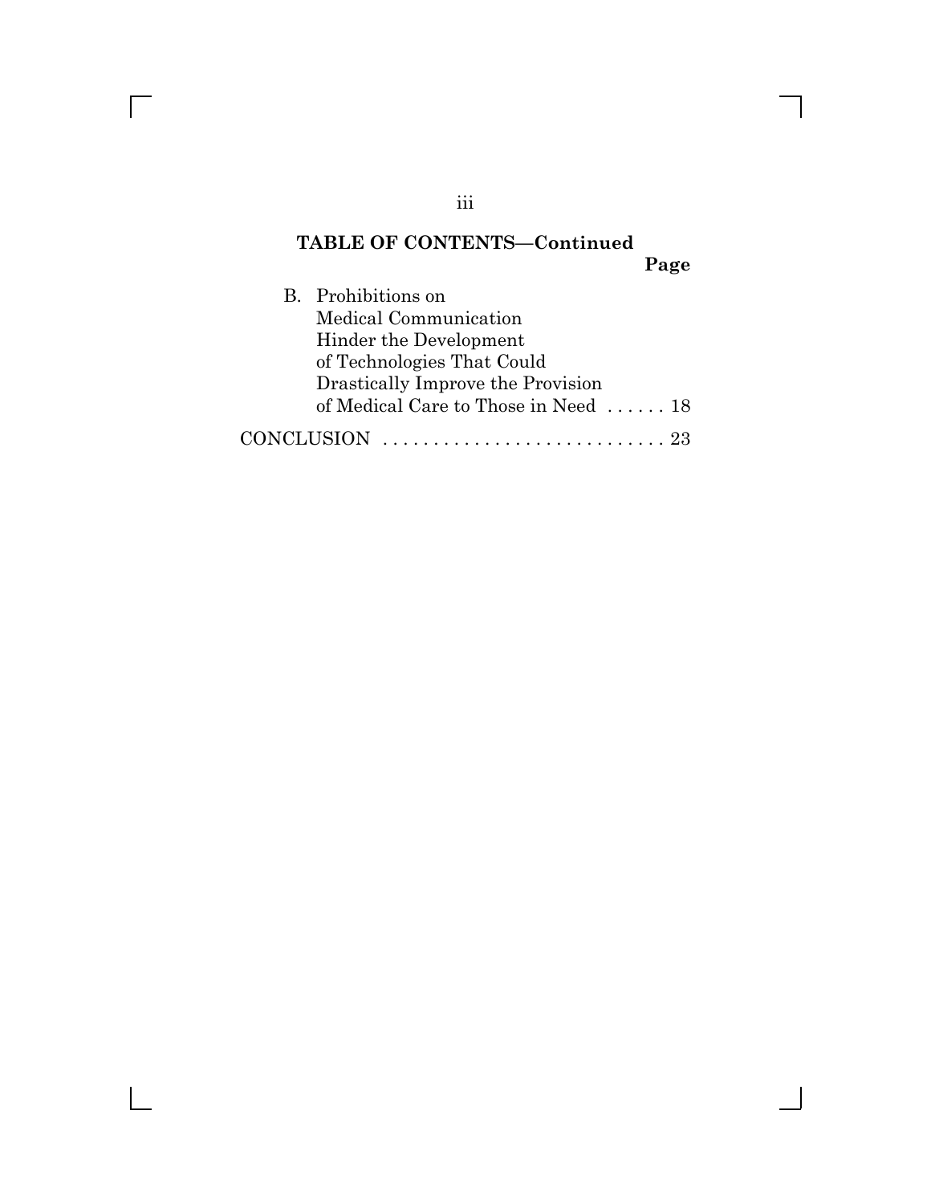**TABLE OF CONTENTS—Continued**

| | Page |
|---|---|
| B. Prohibitions on Medical Communication Hinder the Development of Technologies That Could Drastically Improve the Provision of Medical Care to Those in Need | 18 |
| CONCLUSION | 23 |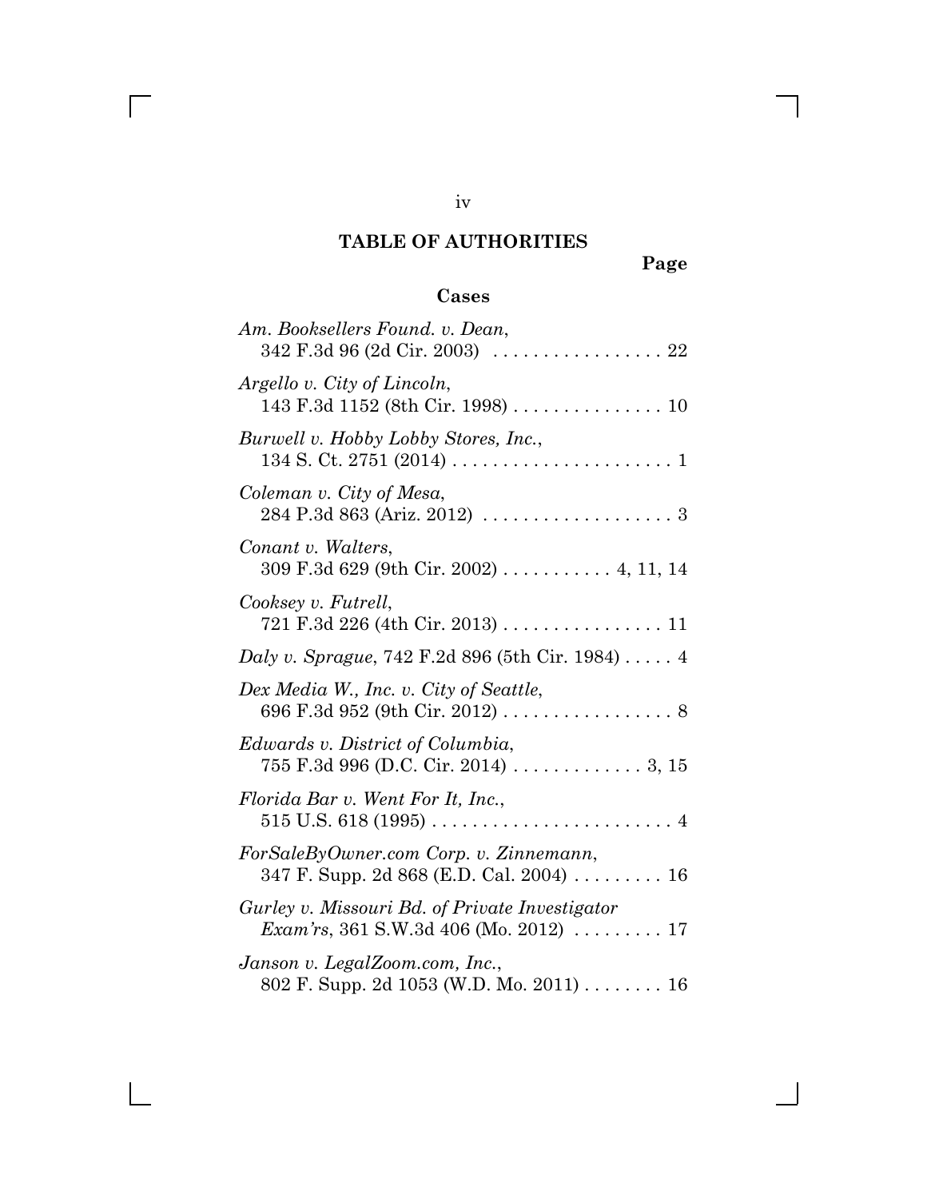## TABLE OF AUTHORITIES

**Page**

### Cases

*Am. Booksellers Found. v. Dean*, 342 F.3d 96 (2d Cir. 2003) . . . . . . . . . . . . . . . . . 22

*Argello v. City of Lincoln*, 143 F.3d 1152 (8th Cir. 1998) . . . . . . . . . . . . . . . 10

*Burwell v. Hobby Lobby Stores, Inc.*, 134 S. Ct. 2751 (2014) . . . . . . . . . . . . . . . . . . . . . . 1

*Coleman v. City of Mesa*, 284 P.3d 863 (Ariz. 2012) . . . . . . . . . . . . . . . . . . . 3

*Conant v. Walters*, 309 F.3d 629 (9th Cir. 2002) . . . . . . . . . . . 4, 11, 14

*Cooksey v. Futrell*, 721 F.3d 226 (4th Cir. 2013) . . . . . . . . . . . . . . . . 11

*Daly v. Sprague*, 742 F.2d 896 (5th Cir. 1984) . . . . . 4

*Dex Media W., Inc. v. City of Seattle*, 696 F.3d 952 (9th Cir. 2012) . . . . . . . . . . . . . . . . . 8

*Edwards v. District of Columbia*, 755 F.3d 996 (D.C. Cir. 2014) . . . . . . . . . . . . . 3, 15

*Florida Bar v. Went For It, Inc.*, 515 U.S. 618 (1995) . . . . . . . . . . . . . . . . . . . . . . . . 4

*ForSaleByOwner.com Corp. v. Zinnemann*, 347 F. Supp. 2d 868 (E.D. Cal. 2004) . . . . . . . . . 16

*Gurley v. Missouri Bd. of Private Investigator Exam'rs*, 361 S.W.3d 406 (Mo. 2012) . . . . . . . . . 17

*Janson v. LegalZoom.com, Inc.*, 802 F. Supp. 2d 1053 (W.D. Mo. 2011) . . . . . . . . 16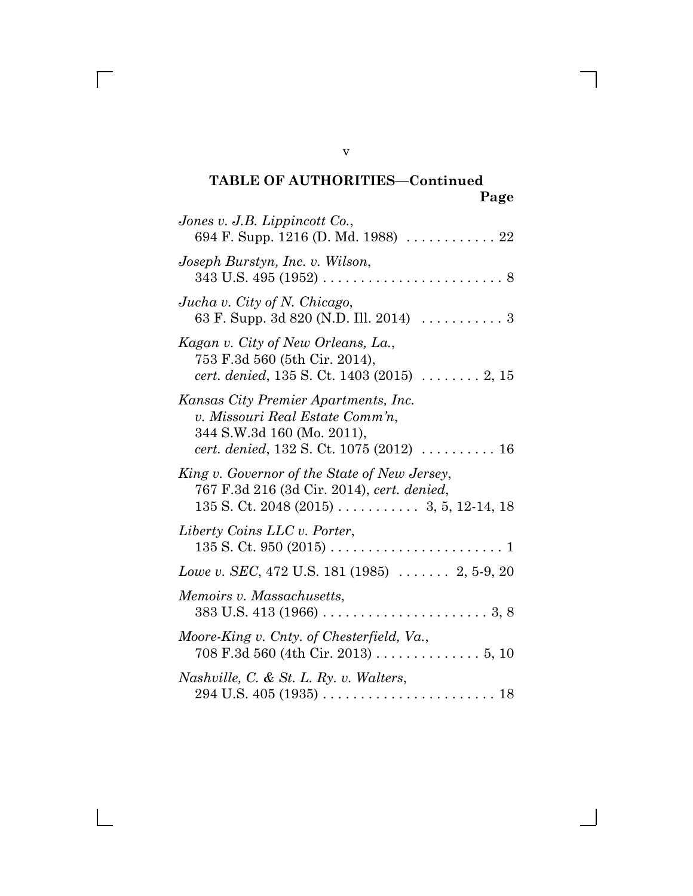**TABLE OF AUTHORITIES—Continued**

**Page**

*Jones v. J.B. Lippincott Co.*,
694 F. Supp. 1216 (D. Md. 1988) . . . . . . . . . . . . 22

*Joseph Burstyn, Inc. v. Wilson*,
343 U.S. 495 (1952) . . . . . . . . . . . . . . . . . . . . . . . . 8

*Jucha v. City of N. Chicago*,
63 F. Supp. 3d 820 (N.D. Ill. 2014) . . . . . . . . . . . 3

*Kagan v. City of New Orleans, La.*,
753 F.3d 560 (5th Cir. 2014),
*cert. denied*, 135 S. Ct. 1403 (2015) . . . . . . . . 2, 15

*Kansas City Premier Apartments, Inc. v. Missouri Real Estate Comm'n*,
344 S.W.3d 160 (Mo. 2011),
*cert. denied*, 132 S. Ct. 1075 (2012) . . . . . . . . . . 16

*King v. Governor of the State of New Jersey*,
767 F.3d 216 (3d Cir. 2014), *cert. denied*,
135 S. Ct. 2048 (2015) . . . . . . . . . . . 3, 5, 12-14, 18

*Liberty Coins LLC v. Porter*,
135 S. Ct. 950 (2015) . . . . . . . . . . . . . . . . . . . . . . . 1

*Lowe v. SEC*, 472 U.S. 181 (1985) . . . . . . . 2, 5-9, 20

*Memoirs v. Massachusetts*,
383 U.S. 413 (1966) . . . . . . . . . . . . . . . . . . . . . . 3, 8

*Moore-King v. Cnty. of Chesterfield, Va.*,
708 F.3d 560 (4th Cir. 2013) . . . . . . . . . . . . . . 5, 10

*Nashville, C. & St. L. Ry. v. Walters*,
294 U.S. 405 (1935) . . . . . . . . . . . . . . . . . . . . . . . 18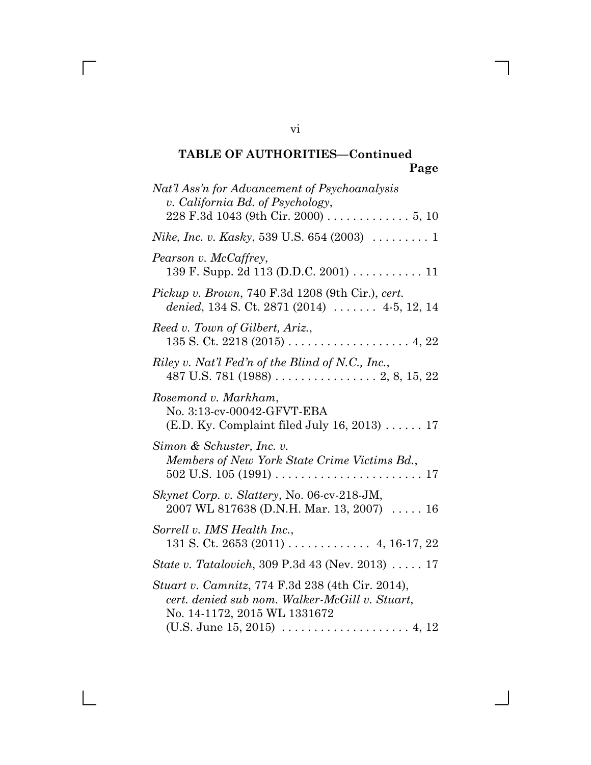## TABLE OF AUTHORITIES—Continued

**Page**

*Nat'l Ass'n for Advancement of Psychoanalysis v. California Bd. of Psychology*, 228 F.3d 1043 (9th Cir. 2000) . . . . . . . . . . . . . 5, 10

*Nike, Inc. v. Kasky*, 539 U.S. 654 (2003) . . . . . . . . . 1

*Pearson v. McCaffrey*, 139 F. Supp. 2d 113 (D.D.C. 2001) . . . . . . . . . . . 11

*Pickup v. Brown*, 740 F.3d 1208 (9th Cir.), *cert. denied*, 134 S. Ct. 2871 (2014) . . . . . . . 4-5, 12, 14

*Reed v. Town of Gilbert, Ariz.*, 135 S. Ct. 2218 (2015) . . . . . . . . . . . . . . . . . . . 4, 22

*Riley v. Nat'l Fed'n of the Blind of N.C., Inc.*, 487 U.S. 781 (1988) . . . . . . . . . . . . . . . . 2, 8, 15, 22

*Rosemond v. Markham*, No. 3:13-cv-00042-GFVT-EBA (E.D. Ky. Complaint filed July 16, 2013) . . . . . . 17

*Simon & Schuster, Inc. v. Members of New York State Crime Victims Bd.*, 502 U.S. 105 (1991) . . . . . . . . . . . . . . . . . . . . . . . 17

*Skynet Corp. v. Slattery*, No. 06-cv-218-JM, 2007 WL 817638 (D.N.H. Mar. 13, 2007) . . . . . 16

*Sorrell v. IMS Health Inc.*, 131 S. Ct. 2653 (2011) . . . . . . . . . . . . . 4, 16-17, 22

*State v. Tatalovich*, 309 P.3d 43 (Nev. 2013) . . . . . 17

*Stuart v. Camnitz*, 774 F.3d 238 (4th Cir. 2014), *cert. denied sub nom. Walker-McGill v. Stuart*, No. 14-1172, 2015 WL 1331672 (U.S. June 15, 2015) . . . . . . . . . . . . . . . . . . . . 4, 12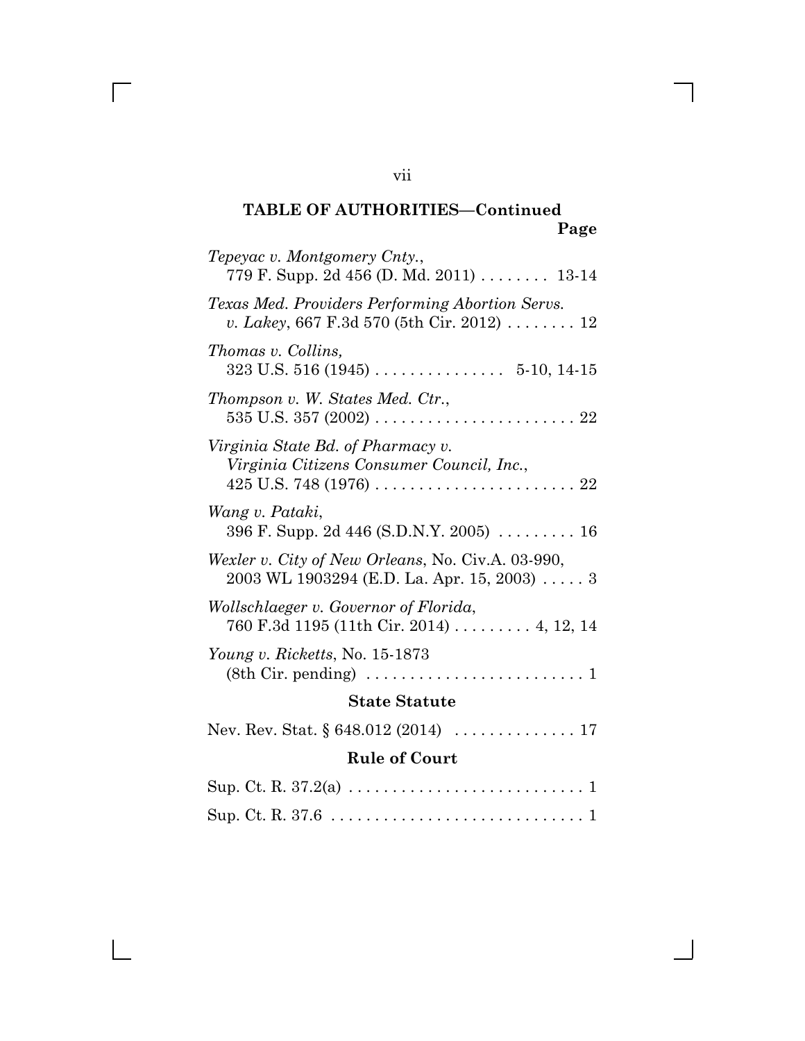**TABLE OF AUTHORITIES—Continued**

**Page**

*Tepeyac v. Montgomery Cnty.*, 779 F. Supp. 2d 456 (D. Md. 2011) . . . . . . . . 13-14

*Texas Med. Providers Performing Abortion Servs. v. Lakey*, 667 F.3d 570 (5th Cir. 2012) . . . . . . . . 12

*Thomas v. Collins,* 323 U.S. 516 (1945) . . . . . . . . . . . . . . . 5-10, 14-15

*Thompson v. W. States Med. Ctr.*, 535 U.S. 357 (2002) . . . . . . . . . . . . . . . . . . . . . . . 22

*Virginia State Bd. of Pharmacy v. Virginia Citizens Consumer Council, Inc.*, 425 U.S. 748 (1976) . . . . . . . . . . . . . . . . . . . . . . . 22

*Wang v. Pataki*, 396 F. Supp. 2d 446 (S.D.N.Y. 2005) . . . . . . . . . 16

*Wexler v. City of New Orleans*, No. Civ.A. 03-990, 2003 WL 1903294 (E.D. La. Apr. 15, 2003) . . . . . 3

*Wollschlaeger v. Governor of Florida*, 760 F.3d 1195 (11th Cir. 2014) . . . . . . . . . 4, 12, 14

*Young v. Ricketts*, No. 15-1873 (8th Cir. pending) . . . . . . . . . . . . . . . . . . . . . . . . 1

**State Statute**

Nev. Rev. Stat. § 648.012 (2014) . . . . . . . . . . . . . . 17

**Rule of Court**

Sup. Ct. R. 37.2(a) . . . . . . . . . . . . . . . . . . . . . . . . . . . 1

Sup. Ct. R. 37.6 . . . . . . . . . . . . . . . . . . . . . . . . . . . . . 1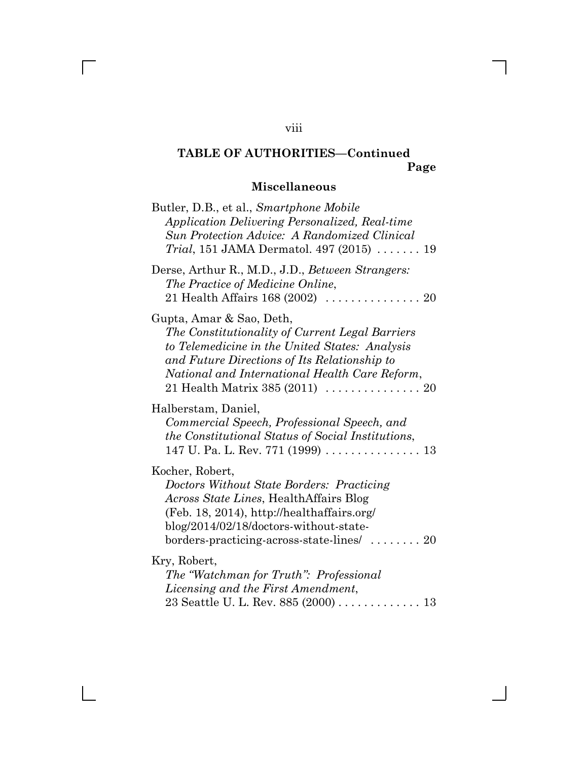**TABLE OF AUTHORITIES—Continued**

Page

**Miscellaneous**

Butler, D.B., et al., *Smartphone Mobile Application Delivering Personalized, Real-time Sun Protection Advice: A Randomized Clinical Trial*, 151 JAMA Dermatol. 497 (2015) . . . . . . . 19

Derse, Arthur R., M.D., J.D., *Between Strangers: The Practice of Medicine Online*, 21 Health Affairs 168 (2002) . . . . . . . . . . . . . . . 20

Gupta, Amar & Sao, Deth, *The Constitutionality of Current Legal Barriers to Telemedicine in the United States: Analysis and Future Directions of Its Relationship to National and International Health Care Reform*, 21 Health Matrix 385 (2011) . . . . . . . . . . . . . . . 20

Halberstam, Daniel, *Commercial Speech, Professional Speech, and the Constitutional Status of Social Institutions*, 147 U. Pa. L. Rev. 771 (1999) . . . . . . . . . . . . . . . 13

Kocher, Robert, *Doctors Without State Borders: Practicing Across State Lines*, HealthAffairs Blog (Feb. 18, 2014), http://healthaffairs.org/blog/2014/02/18/doctors-without-state-borders-practicing-across-state-lines/ . . . . . . . . 20

Kry, Robert, *The "Watchman for Truth": Professional Licensing and the First Amendment*, 23 Seattle U. L. Rev. 885 (2000) . . . . . . . . . . . . . 13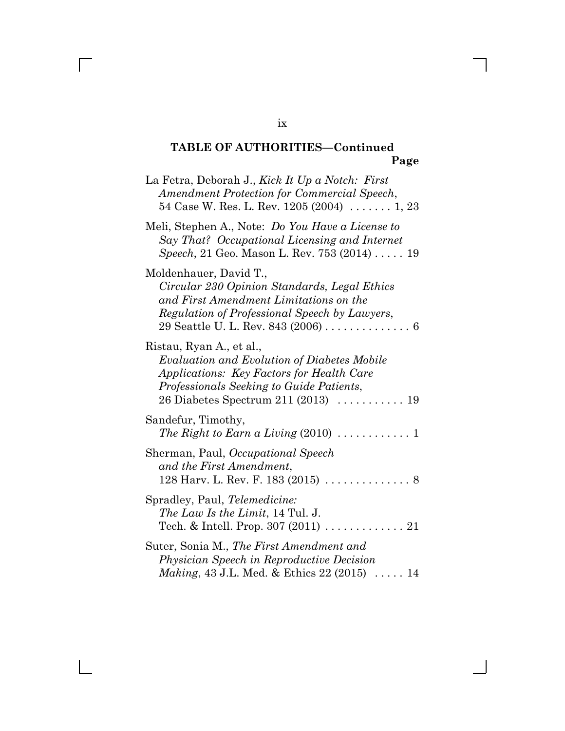**TABLE OF AUTHORITIES—Continued**

**Page**

La Fetra, Deborah J., *Kick It Up a Notch: First Amendment Protection for Commercial Speech*, 54 Case W. Res. L. Rev. 1205 (2004) ....... 1, 23

Meli, Stephen A., Note: *Do You Have a License to Say That? Occupational Licensing and Internet Speech*, 21 Geo. Mason L. Rev. 753 (2014) ..... 19

Moldenhauer, David T., *Circular 230 Opinion Standards, Legal Ethics and First Amendment Limitations on the Regulation of Professional Speech by Lawyers*, 29 Seattle U. L. Rev. 843 (2006) .............. 6

Ristau, Ryan A., et al., *Evaluation and Evolution of Diabetes Mobile Applications: Key Factors for Health Care Professionals Seeking to Guide Patients*, 26 Diabetes Spectrum 211 (2013) ........... 19

Sandefur, Timothy, *The Right to Earn a Living* (2010) ............ 1

Sherman, Paul, *Occupational Speech and the First Amendment*, 128 Harv. L. Rev. F. 183 (2015) .............. 8

Spradley, Paul, *Telemedicine: The Law Is the Limit*, 14 Tul. J. Tech. & Intell. Prop. 307 (2011) ............. 21

Suter, Sonia M., *The First Amendment and Physician Speech in Reproductive Decision Making*, 43 J.L. Med. & Ethics 22 (2015) ..... 14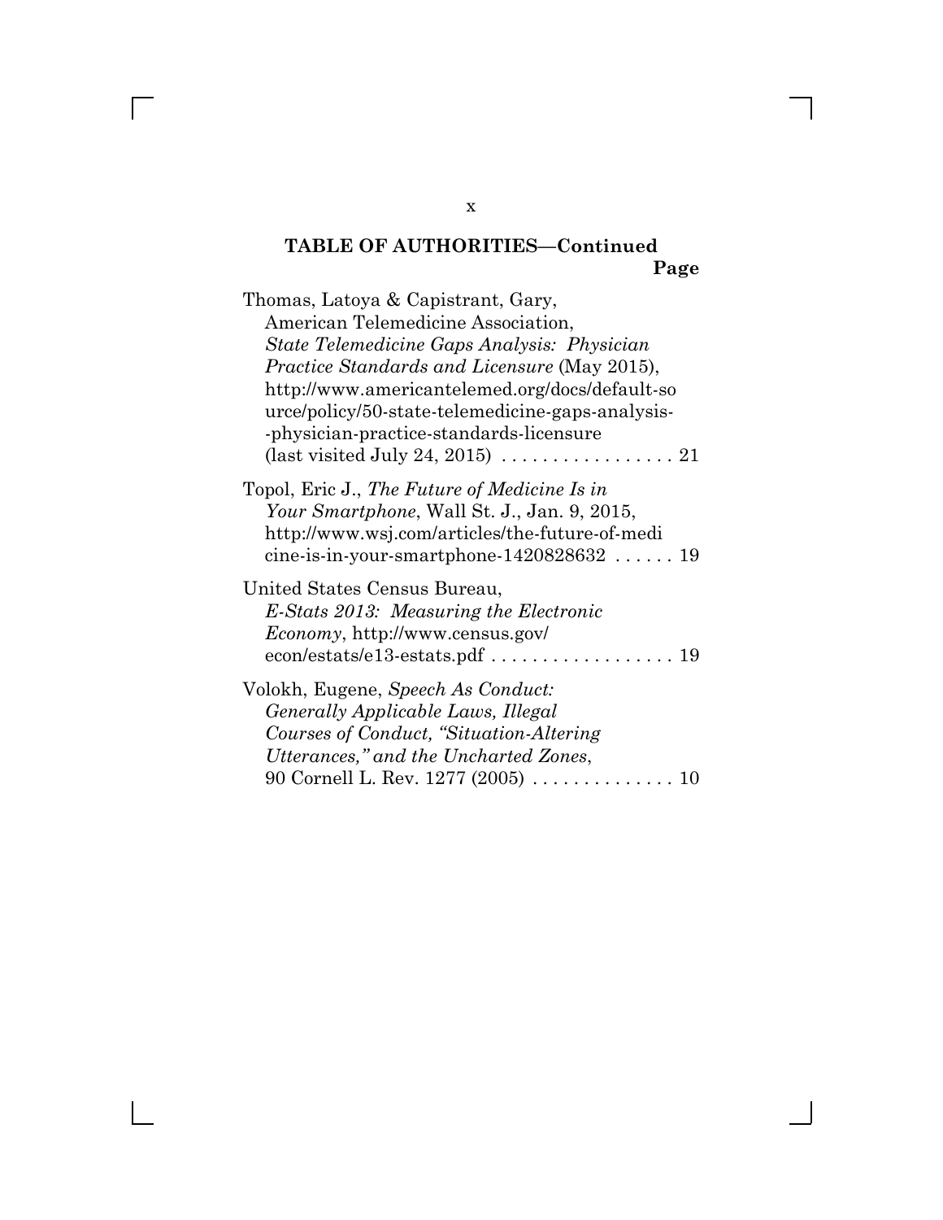**TABLE OF AUTHORITIES—Continued**

**Page**

Thomas, Latoya & Capistrant, Gary, American Telemedicine Association, *State Telemedicine Gaps Analysis: Physician Practice Standards and Licensure* (May 2015), http://www.americantelemed.org/docs/default-source/policy/50-state-telemedicine-gaps-analysis--physician-practice-standards-licensure (last visited July 24, 2015) . . . . . . . . . . . . . . . . . 21

Topol, Eric J., *The Future of Medicine Is in Your Smartphone*, Wall St. J., Jan. 9, 2015, http://www.wsj.com/articles/the-future-of-medicine-is-in-your-smartphone-1420828632 . . . . . . 19

United States Census Bureau, *E-Stats 2013: Measuring the Electronic Economy*, http://www.census.gov/econ/estats/e13-estats.pdf . . . . . . . . . . . . . . . . . . 19

Volokh, Eugene, *Speech As Conduct: Generally Applicable Laws, Illegal Courses of Conduct, "Situation-Altering Utterances," and the Uncharted Zones*, 90 Cornell L. Rev. 1277 (2005) . . . . . . . . . . . . . . 10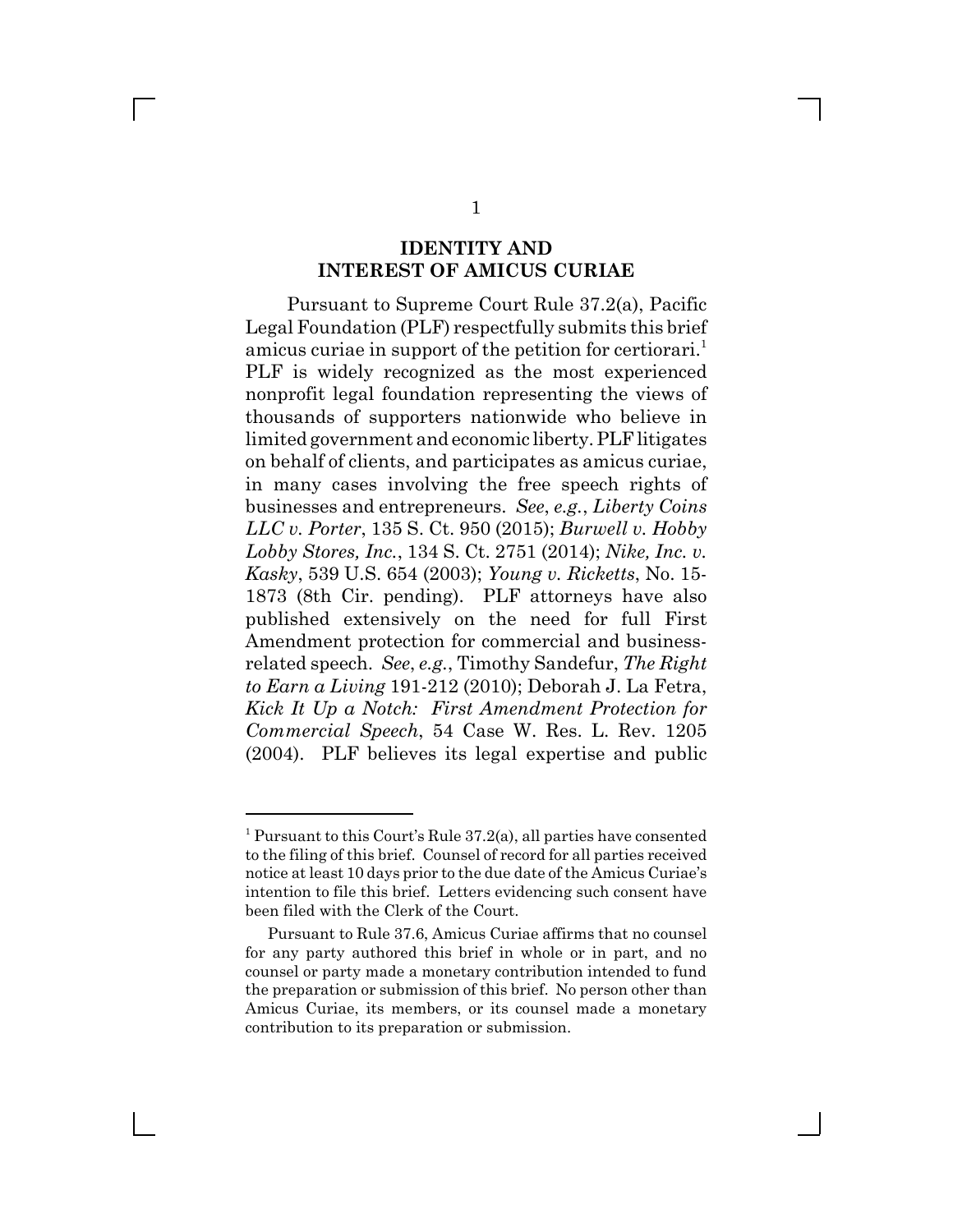## IDENTITY AND INTEREST OF AMICUS CURIAE

Pursuant to Supreme Court Rule 37.2(a), Pacific Legal Foundation (PLF) respectfully submits this brief amicus curiae in support of the petition for certiorari.[1] PLF is widely recognized as the most experienced nonprofit legal foundation representing the views of thousands of supporters nationwide who believe in limited government and economic liberty. PLF litigates on behalf of clients, and participates as amicus curiae, in many cases involving the free speech rights of businesses and entrepreneurs. *See*, *e.g.*, *Liberty Coins LLC v. Porter*, 135 S. Ct. 950 (2015); *Burwell v. Hobby Lobby Stores, Inc.*, 134 S. Ct. 2751 (2014); *Nike, Inc. v. Kasky*, 539 U.S. 654 (2003); *Young v. Ricketts*, No. 15-1873 (8th Cir. pending). PLF attorneys have also published extensively on the need for full First Amendment protection for commercial and business-related speech. *See*, *e.g.*, Timothy Sandefur, *The Right to Earn a Living* 191-212 (2010); Deborah J. La Fetra, *Kick It Up a Notch: First Amendment Protection for Commercial Speech*, 54 Case W. Res. L. Rev. 1205 (2004). PLF believes its legal expertise and public

---

[1] Pursuant to this Court's Rule 37.2(a), all parties have consented to the filing of this brief. Counsel of record for all parties received notice at least 10 days prior to the due date of the Amicus Curiae's intention to file this brief. Letters evidencing such consent have been filed with the Clerk of the Court.

Pursuant to Rule 37.6, Amicus Curiae affirms that no counsel for any party authored this brief in whole or in part, and no counsel or party made a monetary contribution intended to fund the preparation or submission of this brief. No person other than Amicus Curiae, its members, or its counsel made a monetary contribution to its preparation or submission.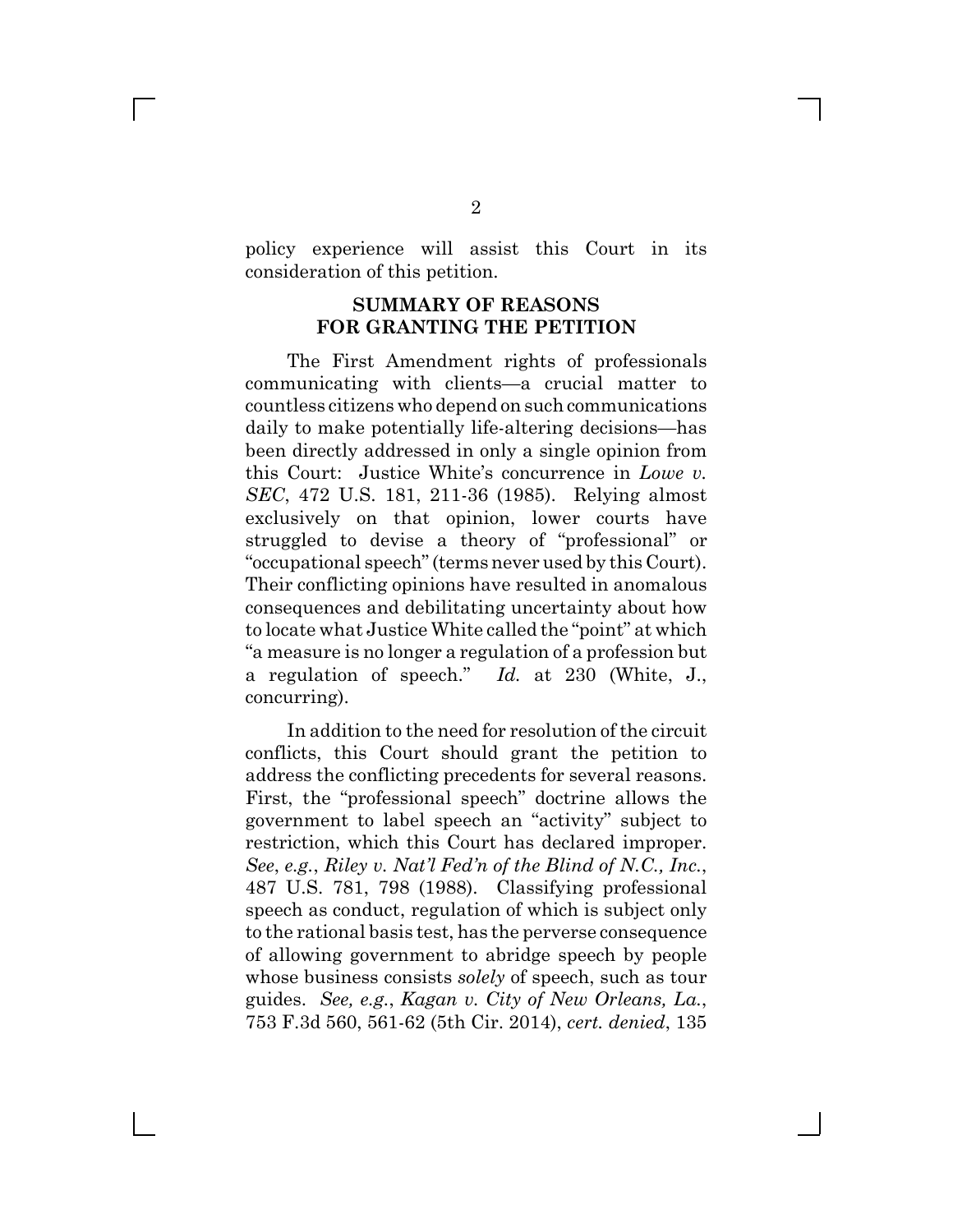policy experience will assist this Court in its consideration of this petition.

## SUMMARY OF REASONS FOR GRANTING THE PETITION

The First Amendment rights of professionals communicating with clients—a crucial matter to countless citizens who depend on such communications daily to make potentially life-altering decisions—has been directly addressed in only a single opinion from this Court: Justice White's concurrence in *Lowe v. SEC*, 472 U.S. 181, 211-36 (1985). Relying almost exclusively on that opinion, lower courts have struggled to devise a theory of "professional" or "occupational speech" (terms never used by this Court). Their conflicting opinions have resulted in anomalous consequences and debilitating uncertainty about how to locate what Justice White called the "point" at which "a measure is no longer a regulation of a profession but a regulation of speech." *Id.* at 230 (White, J., concurring).

In addition to the need for resolution of the circuit conflicts, this Court should grant the petition to address the conflicting precedents for several reasons. First, the "professional speech" doctrine allows the government to label speech an "activity" subject to restriction, which this Court has declared improper. *See*, *e.g.*, *Riley v. Nat'l Fed'n of the Blind of N.C., Inc.*, 487 U.S. 781, 798 (1988). Classifying professional speech as conduct, regulation of which is subject only to the rational basis test, has the perverse consequence of allowing government to abridge speech by people whose business consists *solely* of speech, such as tour guides. *See, e.g.*, *Kagan v. City of New Orleans, La.*, 753 F.3d 560, 561-62 (5th Cir. 2014), *cert. denied*, 135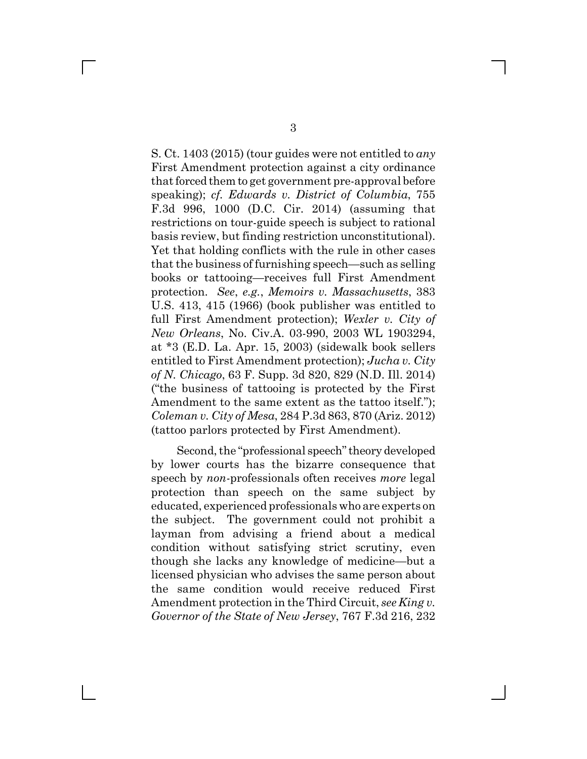S. Ct. 1403 (2015) (tour guides were not entitled to *any* First Amendment protection against a city ordinance that forced them to get government pre-approval before speaking); *cf. Edwards v. District of Columbia*, 755 F.3d 996, 1000 (D.C. Cir. 2014) (assuming that restrictions on tour-guide speech is subject to rational basis review, but finding restriction unconstitutional). Yet that holding conflicts with the rule in other cases that the business of furnishing speech—such as selling books or tattooing—receives full First Amendment protection. *See*, *e.g.*, *Memoirs v. Massachusetts*, 383 U.S. 413, 415 (1966) (book publisher was entitled to full First Amendment protection); *Wexler v. City of New Orleans*, No. Civ.A. 03-990, 2003 WL 1903294, at *3 (E.D. La. Apr. 15, 2003) (sidewalk book sellers entitled to First Amendment protection); *Jucha v. City of N. Chicago*, 63 F. Supp. 3d 820, 829 (N.D. Ill. 2014) ("the business of tattooing is protected by the First Amendment to the same extent as the tattoo itself."); *Coleman v. City of Mesa*, 284 P.3d 863, 870 (Ariz. 2012) (tattoo parlors protected by First Amendment).

Second, the "professional speech" theory developed by lower courts has the bizarre consequence that speech by *non*-professionals often receives *more* legal protection than speech on the same subject by educated, experienced professionals who are experts on the subject. The government could not prohibit a layman from advising a friend about a medical condition without satisfying strict scrutiny, even though she lacks any knowledge of medicine—but a licensed physician who advises the same person about the same condition would receive reduced First Amendment protection in the Third Circuit, *see King v. Governor of the State of New Jersey*, 767 F.3d 216, 232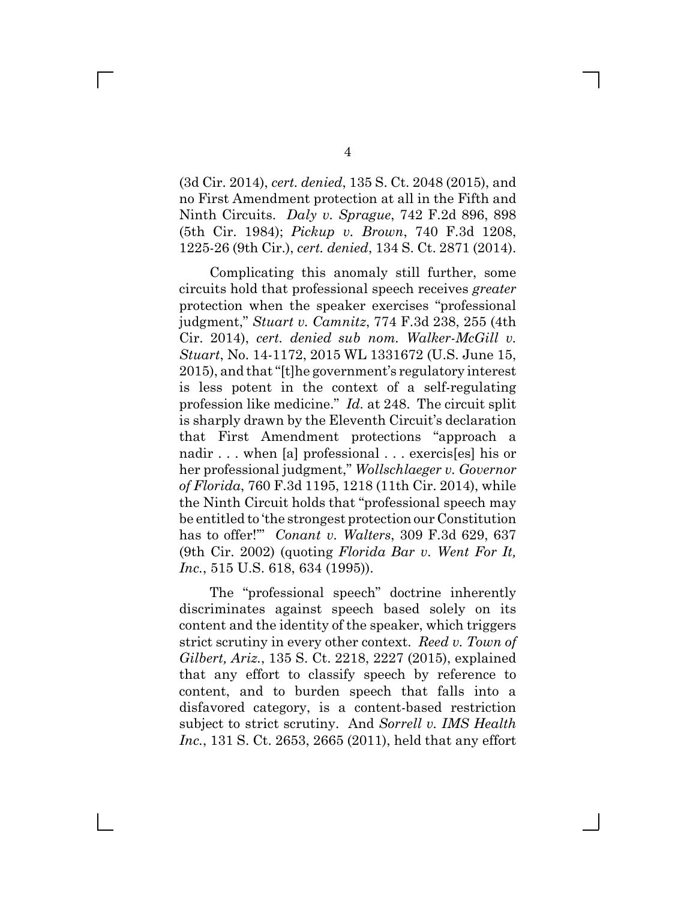(3d Cir. 2014), *cert. denied*, 135 S. Ct. 2048 (2015), and no First Amendment protection at all in the Fifth and Ninth Circuits. *Daly v. Sprague*, 742 F.2d 896, 898 (5th Cir. 1984); *Pickup v. Brown*, 740 F.3d 1208, 1225-26 (9th Cir.), *cert. denied*, 134 S. Ct. 2871 (2014).

Complicating this anomaly still further, some circuits hold that professional speech receives *greater* protection when the speaker exercises "professional judgment," *Stuart v. Camnitz*, 774 F.3d 238, 255 (4th Cir. 2014), *cert. denied sub nom. Walker-McGill v. Stuart*, No. 14-1172, 2015 WL 1331672 (U.S. June 15, 2015), and that "[t]he government's regulatory interest is less potent in the context of a self-regulating profession like medicine." *Id.* at 248. The circuit split is sharply drawn by the Eleventh Circuit's declaration that First Amendment protections "approach a nadir . . . when [a] professional . . . exercis[es] his or her professional judgment," *Wollschlaeger v. Governor of Florida*, 760 F.3d 1195, 1218 (11th Cir. 2014), while the Ninth Circuit holds that "professional speech may be entitled to 'the strongest protection our Constitution has to offer!'" *Conant v. Walters*, 309 F.3d 629, 637 (9th Cir. 2002) (quoting *Florida Bar v. Went For It, Inc.*, 515 U.S. 618, 634 (1995)).

The "professional speech" doctrine inherently discriminates against speech based solely on its content and the identity of the speaker, which triggers strict scrutiny in every other context. *Reed v. Town of Gilbert, Ariz.*, 135 S. Ct. 2218, 2227 (2015), explained that any effort to classify speech by reference to content, and to burden speech that falls into a disfavored category, is a content-based restriction subject to strict scrutiny. And *Sorrell v. IMS Health Inc.*, 131 S. Ct. 2653, 2665 (2011), held that any effort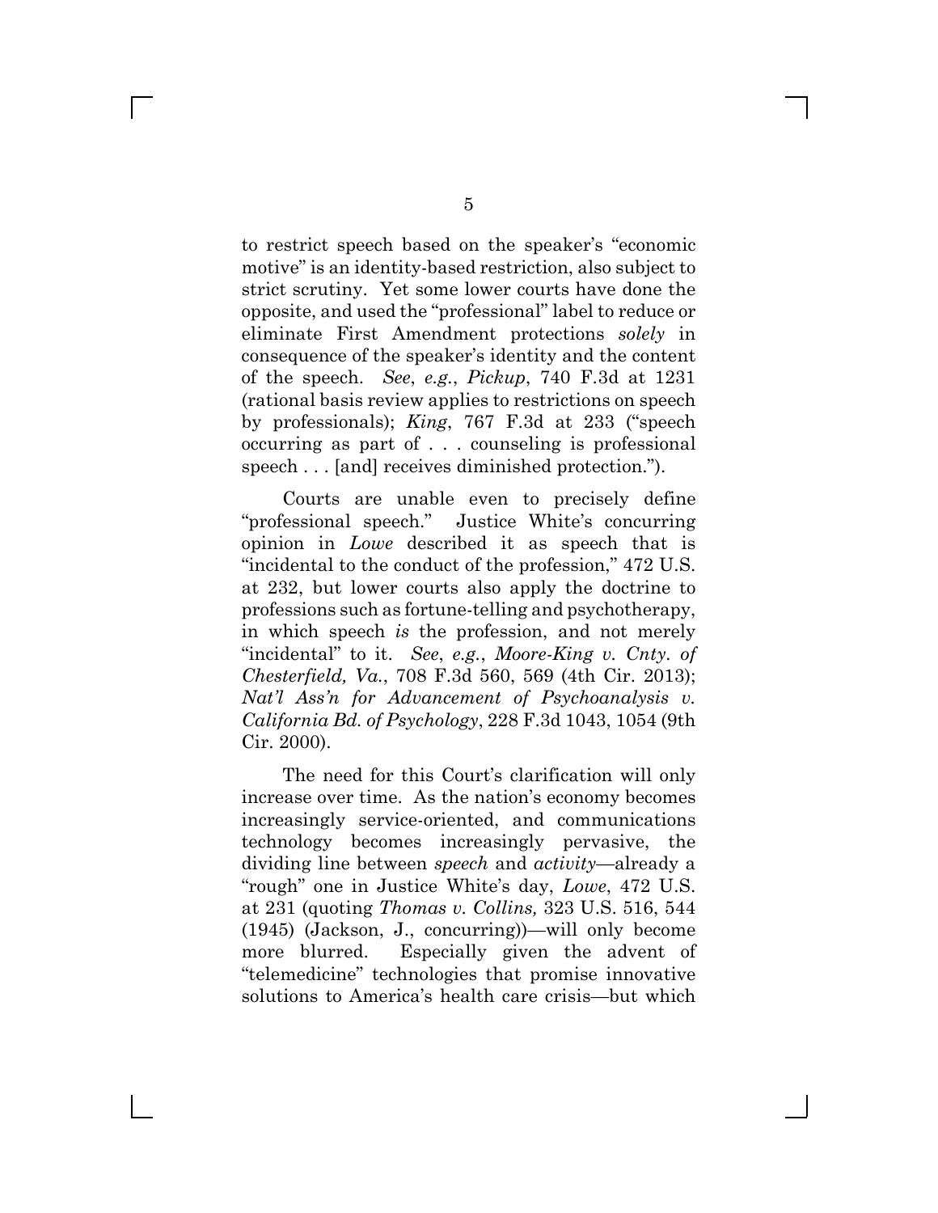to restrict speech based on the speaker's "economic motive" is an identity-based restriction, also subject to strict scrutiny. Yet some lower courts have done the opposite, and used the "professional" label to reduce or eliminate First Amendment protections *solely* in consequence of the speaker's identity and the content of the speech. *See*, *e.g.*, *Pickup*, 740 F.3d at 1231 (rational basis review applies to restrictions on speech by professionals); *King*, 767 F.3d at 233 ("speech occurring as part of . . . counseling is professional speech . . . [and] receives diminished protection.").

Courts are unable even to precisely define "professional speech." Justice White's concurring opinion in *Lowe* described it as speech that is "incidental to the conduct of the profession," 472 U.S. at 232, but lower courts also apply the doctrine to professions such as fortune-telling and psychotherapy, in which speech *is* the profession, and not merely "incidental" to it. *See*, *e.g.*, *Moore-King v. Cnty. of Chesterfield, Va.*, 708 F.3d 560, 569 (4th Cir. 2013); *Nat'l Ass'n for Advancement of Psychoanalysis v. California Bd. of Psychology*, 228 F.3d 1043, 1054 (9th Cir. 2000).

The need for this Court's clarification will only increase over time. As the nation's economy becomes increasingly service-oriented, and communications technology becomes increasingly pervasive, the dividing line between *speech* and *activity*—already a "rough" one in Justice White's day, *Lowe*, 472 U.S. at 231 (quoting *Thomas v. Collins,* 323 U.S. 516, 544 (1945) (Jackson, J., concurring))—will only become more blurred. Especially given the advent of "telemedicine" technologies that promise innovative solutions to America's health care crisis—but which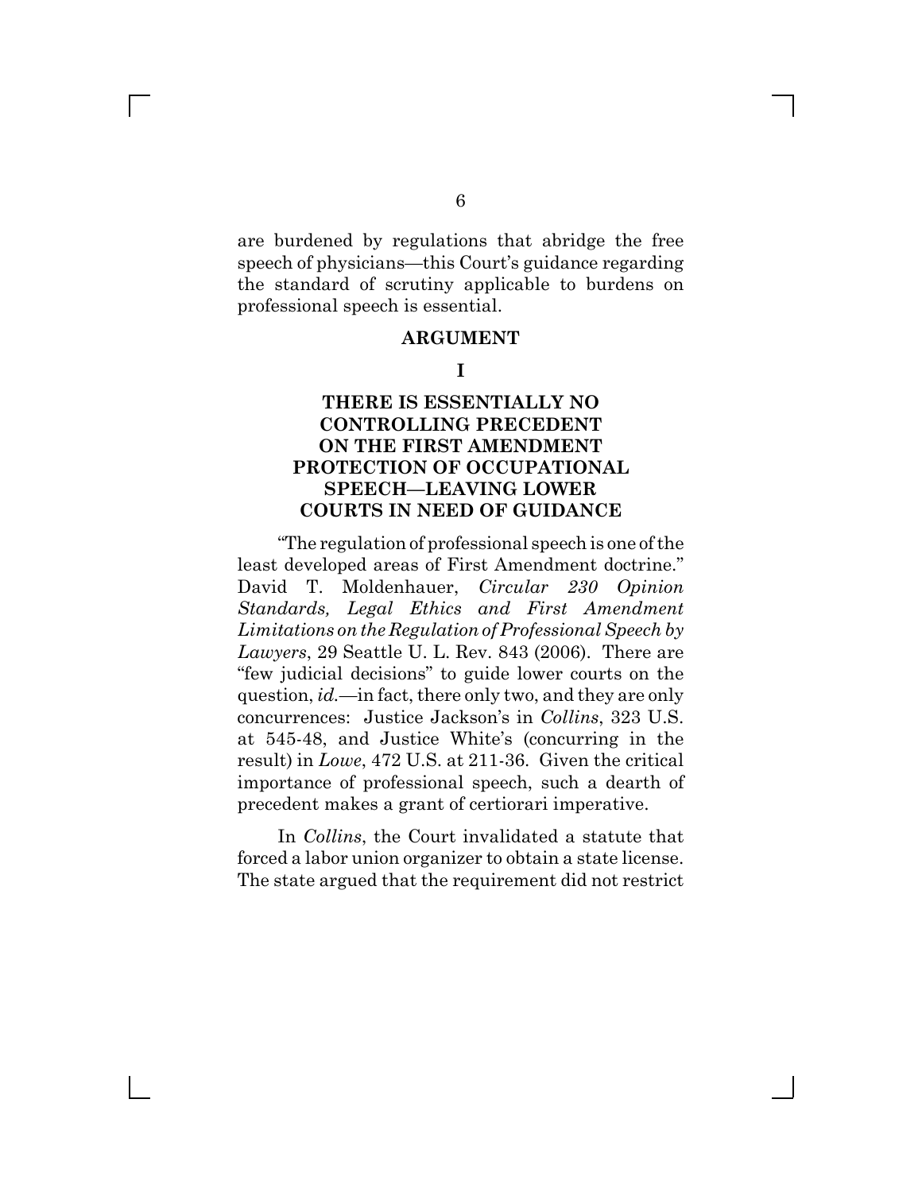are burdened by regulations that abridge the free speech of physicians—this Court's guidance regarding the standard of scrutiny applicable to burdens on professional speech is essential.

## ARGUMENT

### I

### THERE IS ESSENTIALLY NO CONTROLLING PRECEDENT ON THE FIRST AMENDMENT PROTECTION OF OCCUPATIONAL SPEECH—LEAVING LOWER COURTS IN NEED OF GUIDANCE

"The regulation of professional speech is one of the least developed areas of First Amendment doctrine." David T. Moldenhauer, *Circular 230 Opinion Standards, Legal Ethics and First Amendment Limitations on the Regulation of Professional Speech by Lawyers*, 29 Seattle U. L. Rev. 843 (2006). There are "few judicial decisions" to guide lower courts on the question, *id.*—in fact, there only two, and they are only concurrences: Justice Jackson's in *Collins*, 323 U.S. at 545-48, and Justice White's (concurring in the result) in *Lowe*, 472 U.S. at 211-36. Given the critical importance of professional speech, such a dearth of precedent makes a grant of certiorari imperative.

In *Collins*, the Court invalidated a statute that forced a labor union organizer to obtain a state license. The state argued that the requirement did not restrict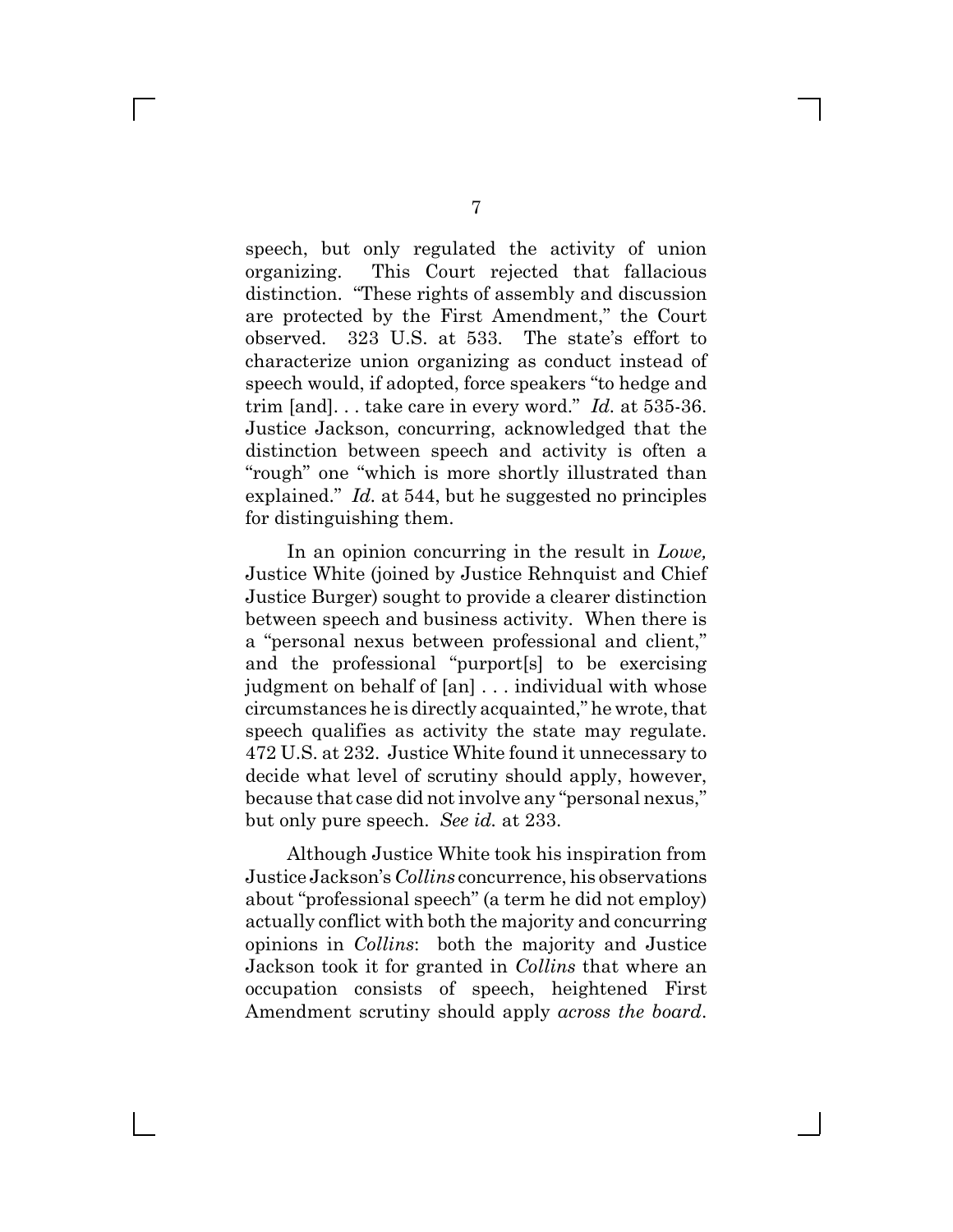speech, but only regulated the activity of union organizing. This Court rejected that fallacious distinction. "These rights of assembly and discussion are protected by the First Amendment," the Court observed. 323 U.S. at 533. The state's effort to characterize union organizing as conduct instead of speech would, if adopted, force speakers "to hedge and trim [and]. . . take care in every word." *Id.* at 535-36. Justice Jackson, concurring, acknowledged that the distinction between speech and activity is often a "rough" one "which is more shortly illustrated than explained." *Id.* at 544, but he suggested no principles for distinguishing them.

In an opinion concurring in the result in *Lowe,* Justice White (joined by Justice Rehnquist and Chief Justice Burger) sought to provide a clearer distinction between speech and business activity. When there is a "personal nexus between professional and client," and the professional "purport[s] to be exercising judgment on behalf of [an] . . . individual with whose circumstances he is directly acquainted," he wrote, that speech qualifies as activity the state may regulate. 472 U.S. at 232. Justice White found it unnecessary to decide what level of scrutiny should apply, however, because that case did not involve any "personal nexus," but only pure speech. *See id.* at 233.

Although Justice White took his inspiration from Justice Jackson's *Collins* concurrence, his observations about "professional speech" (a term he did not employ) actually conflict with both the majority and concurring opinions in *Collins*: both the majority and Justice Jackson took it for granted in *Collins* that where an occupation consists of speech, heightened First Amendment scrutiny should apply *across the board*.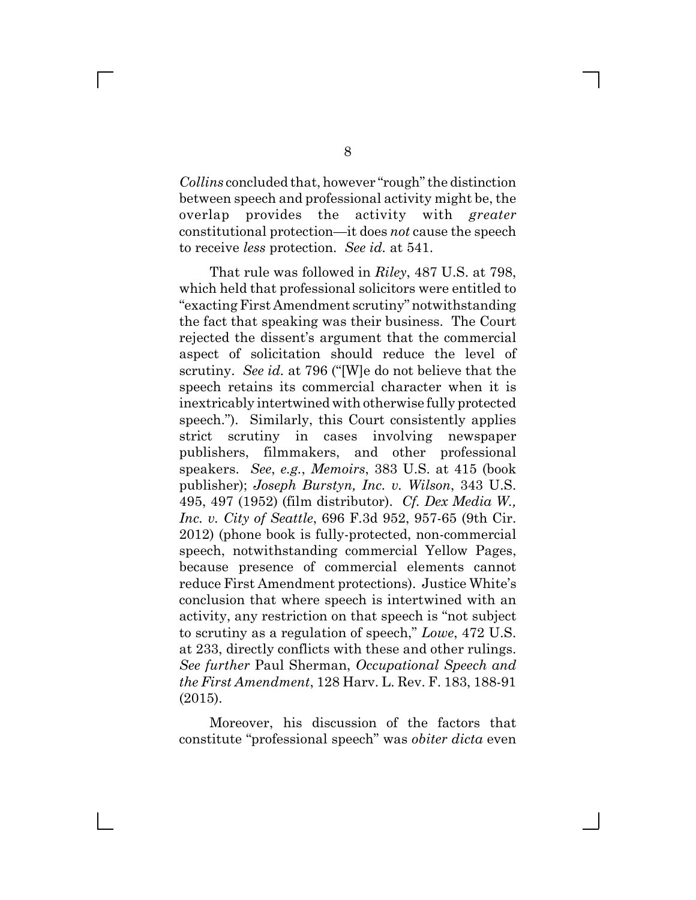*Collins* concluded that, however "rough" the distinction between speech and professional activity might be, the overlap provides the activity with *greater* constitutional protection—it does *not* cause the speech to receive *less* protection. *See id.* at 541.

That rule was followed in *Riley*, 487 U.S. at 798, which held that professional solicitors were entitled to "exacting First Amendment scrutiny" notwithstanding the fact that speaking was their business. The Court rejected the dissent's argument that the commercial aspect of solicitation should reduce the level of scrutiny. *See id.* at 796 ("[W]e do not believe that the speech retains its commercial character when it is inextricably intertwined with otherwise fully protected speech."). Similarly, this Court consistently applies strict scrutiny in cases involving newspaper publishers, filmmakers, and other professional speakers. *See*, *e.g.*, *Memoirs*, 383 U.S. at 415 (book publisher); *Joseph Burstyn, Inc. v. Wilson*, 343 U.S. 495, 497 (1952) (film distributor). *Cf. Dex Media W., Inc. v. City of Seattle*, 696 F.3d 952, 957-65 (9th Cir. 2012) (phone book is fully-protected, non-commercial speech, notwithstanding commercial Yellow Pages, because presence of commercial elements cannot reduce First Amendment protections). Justice White's conclusion that where speech is intertwined with an activity, any restriction on that speech is "not subject to scrutiny as a regulation of speech," *Lowe*, 472 U.S. at 233, directly conflicts with these and other rulings. *See further* Paul Sherman, *Occupational Speech and the First Amendment*, 128 Harv. L. Rev. F. 183, 188-91 (2015).

Moreover, his discussion of the factors that constitute "professional speech" was *obiter dicta* even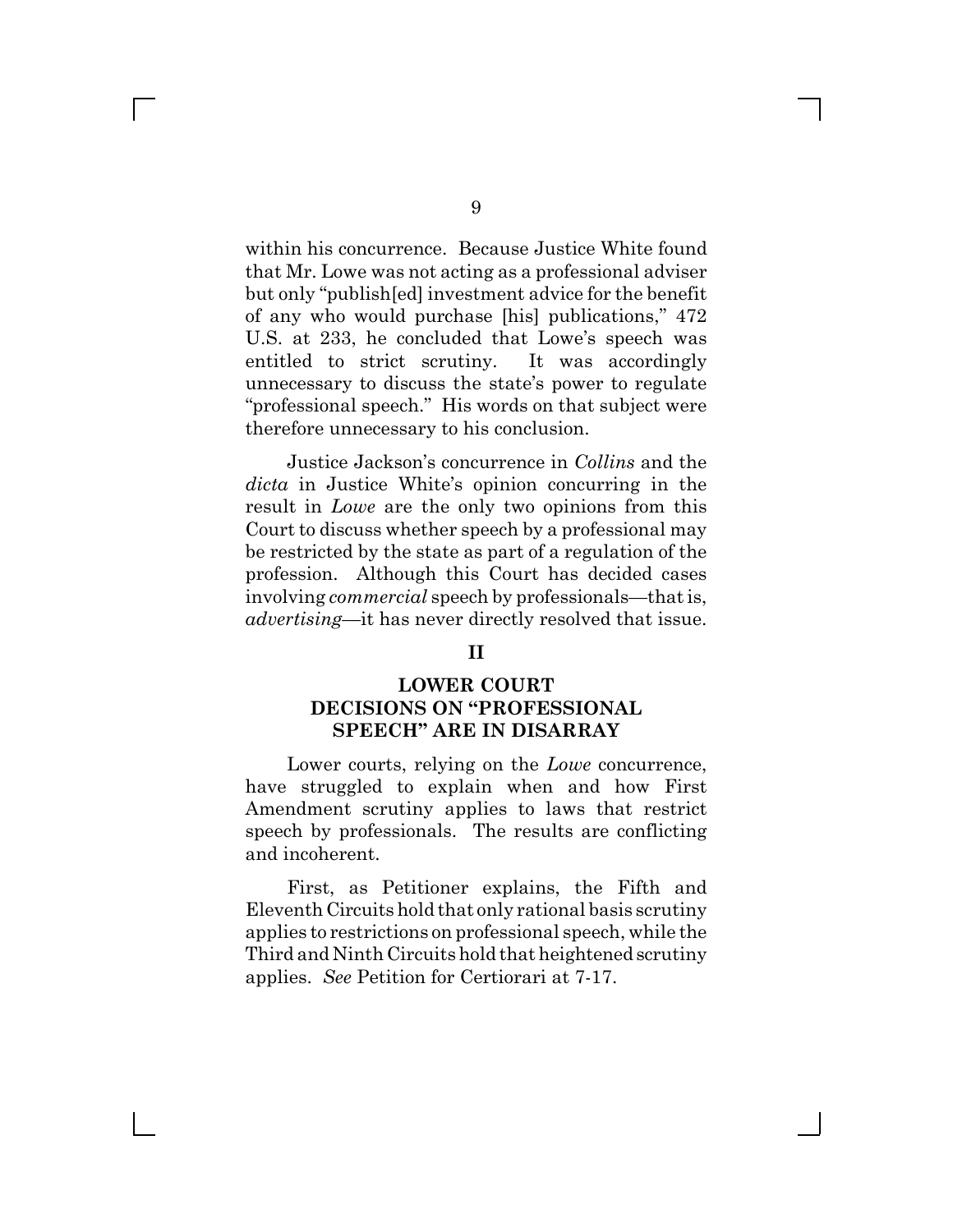within his concurrence. Because Justice White found that Mr. Lowe was not acting as a professional adviser but only "publish[ed] investment advice for the benefit of any who would purchase [his] publications," 472 U.S. at 233, he concluded that Lowe's speech was entitled to strict scrutiny. It was accordingly unnecessary to discuss the state's power to regulate "professional speech." His words on that subject were therefore unnecessary to his conclusion.

Justice Jackson's concurrence in *Collins* and the *dicta* in Justice White's opinion concurring in the result in *Lowe* are the only two opinions from this Court to discuss whether speech by a professional may be restricted by the state as part of a regulation of the profession. Although this Court has decided cases involving *commercial* speech by professionals—that is, *advertising*—it has never directly resolved that issue.

## II

## LOWER COURT DECISIONS ON "PROFESSIONAL SPEECH" ARE IN DISARRAY

Lower courts, relying on the *Lowe* concurrence, have struggled to explain when and how First Amendment scrutiny applies to laws that restrict speech by professionals. The results are conflicting and incoherent.

First, as Petitioner explains, the Fifth and Eleventh Circuits hold that only rational basis scrutiny applies to restrictions on professional speech, while the Third and Ninth Circuits hold that heightened scrutiny applies. *See* Petition for Certiorari at 7-17.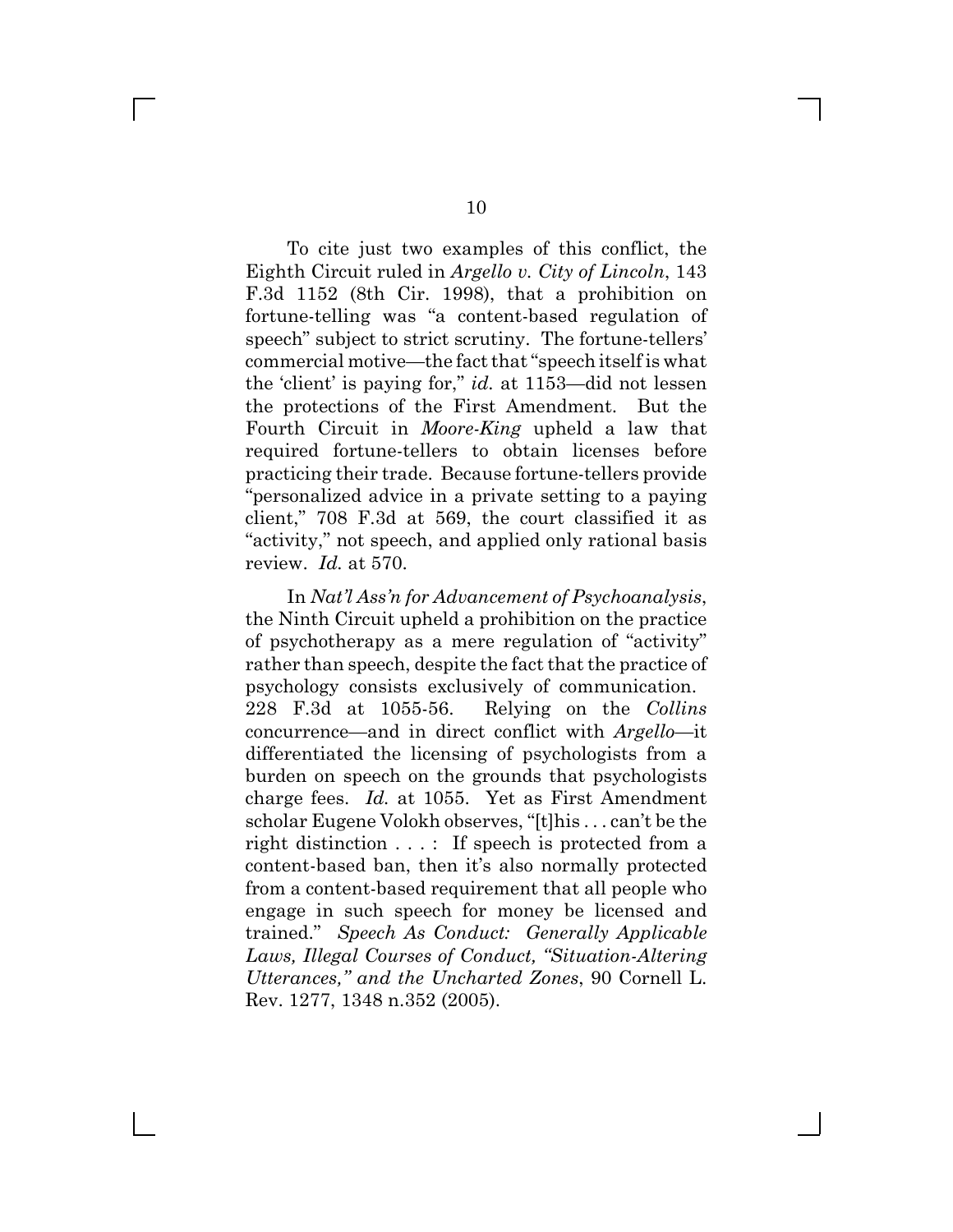To cite just two examples of this conflict, the Eighth Circuit ruled in *Argello v. City of Lincoln*, 143 F.3d 1152 (8th Cir. 1998), that a prohibition on fortune-telling was "a content-based regulation of speech" subject to strict scrutiny. The fortune-tellers' commercial motive—the fact that "speech itself is what the 'client' is paying for," *id.* at 1153—did not lessen the protections of the First Amendment. But the Fourth Circuit in *Moore-King* upheld a law that required fortune-tellers to obtain licenses before practicing their trade. Because fortune-tellers provide "personalized advice in a private setting to a paying client," 708 F.3d at 569, the court classified it as "activity," not speech, and applied only rational basis review. *Id.* at 570.

In *Nat'l Ass'n for Advancement of Psychoanalysis*, the Ninth Circuit upheld a prohibition on the practice of psychotherapy as a mere regulation of "activity" rather than speech, despite the fact that the practice of psychology consists exclusively of communication. 228 F.3d at 1055-56. Relying on the *Collins* concurrence—and in direct conflict with *Argello*—it differentiated the licensing of psychologists from a burden on speech on the grounds that psychologists charge fees. *Id.* at 1055. Yet as First Amendment scholar Eugene Volokh observes, "[t]his . . . can't be the right distinction . . . : If speech is protected from a content-based ban, then it's also normally protected from a content-based requirement that all people who engage in such speech for money be licensed and trained." *Speech As Conduct: Generally Applicable Laws, Illegal Courses of Conduct, "Situation-Altering Utterances," and the Uncharted Zones*, 90 Cornell L. Rev. 1277, 1348 n.352 (2005).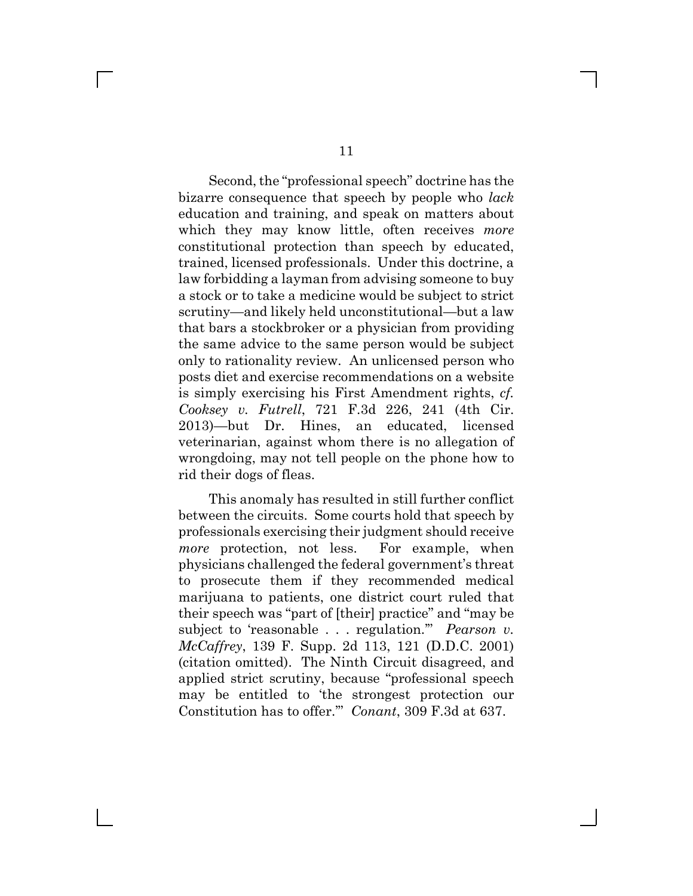Second, the "professional speech" doctrine has the bizarre consequence that speech by people who *lack* education and training, and speak on matters about which they may know little, often receives *more* constitutional protection than speech by educated, trained, licensed professionals. Under this doctrine, a law forbidding a layman from advising someone to buy a stock or to take a medicine would be subject to strict scrutiny—and likely held unconstitutional—but a law that bars a stockbroker or a physician from providing the same advice to the same person would be subject only to rationality review. An unlicensed person who posts diet and exercise recommendations on a website is simply exercising his First Amendment rights, *cf. Cooksey v. Futrell*, 721 F.3d 226, 241 (4th Cir. 2013)—but Dr. Hines, an educated, licensed veterinarian, against whom there is no allegation of wrongdoing, may not tell people on the phone how to rid their dogs of fleas.

This anomaly has resulted in still further conflict between the circuits. Some courts hold that speech by professionals exercising their judgment should receive *more* protection, not less. For example, when physicians challenged the federal government's threat to prosecute them if they recommended medical marijuana to patients, one district court ruled that their speech was "part of [their] practice" and "may be subject to 'reasonable . . . regulation.'" *Pearson v. McCaffrey*, 139 F. Supp. 2d 113, 121 (D.D.C. 2001) (citation omitted). The Ninth Circuit disagreed, and applied strict scrutiny, because "professional speech may be entitled to 'the strongest protection our Constitution has to offer.'" *Conant*, 309 F.3d at 637.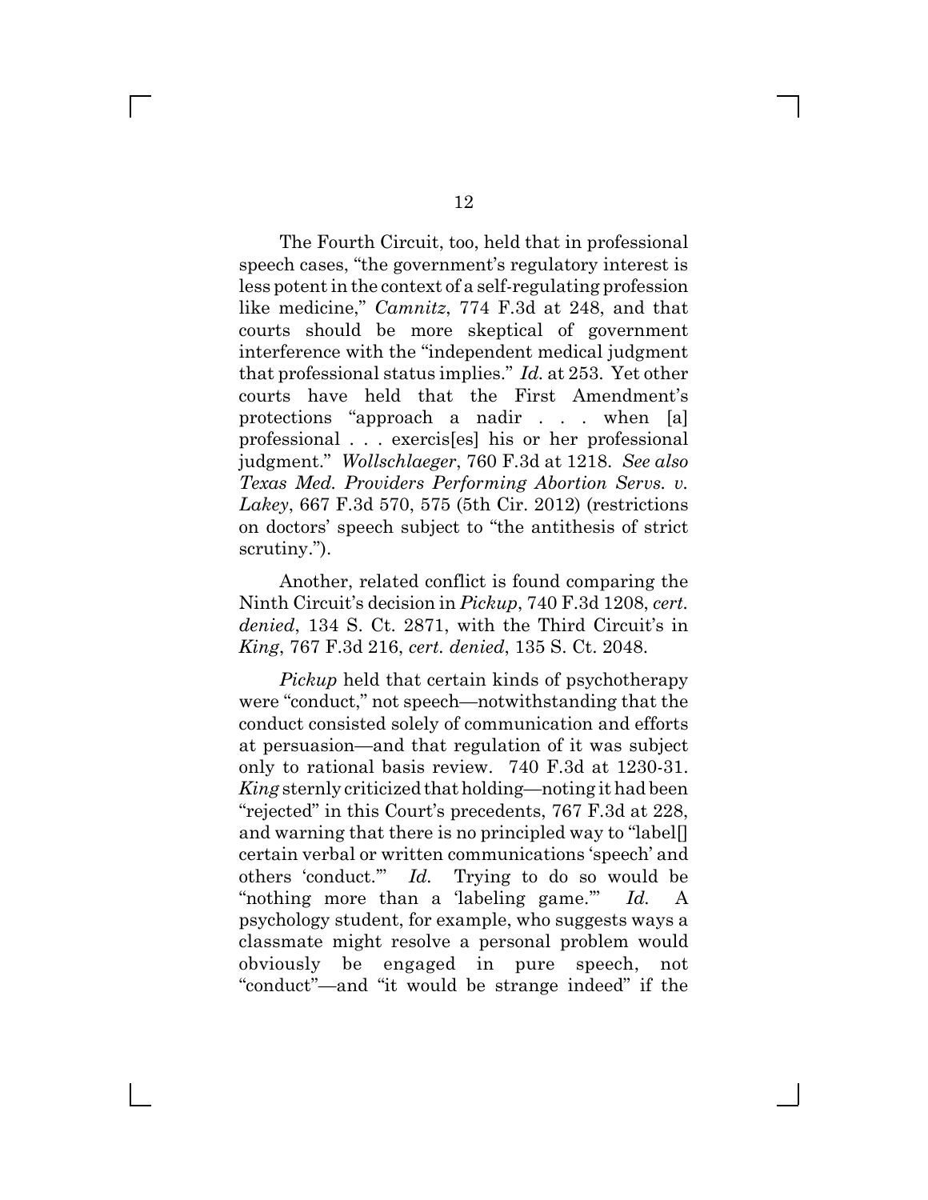The Fourth Circuit, too, held that in professional speech cases, "the government's regulatory interest is less potent in the context of a self-regulating profession like medicine," *Camnitz*, 774 F.3d at 248, and that courts should be more skeptical of government interference with the "independent medical judgment that professional status implies." *Id.* at 253. Yet other courts have held that the First Amendment's protections "approach a nadir . . . when [a] professional . . . exercis[es] his or her professional judgment." *Wollschlaeger*, 760 F.3d at 1218. *See also Texas Med. Providers Performing Abortion Servs. v. Lakey*, 667 F.3d 570, 575 (5th Cir. 2012) (restrictions on doctors' speech subject to "the antithesis of strict scrutiny.").

Another, related conflict is found comparing the Ninth Circuit's decision in *Pickup*, 740 F.3d 1208, *cert. denied*, 134 S. Ct. 2871, with the Third Circuit's in *King*, 767 F.3d 216, *cert. denied*, 135 S. Ct. 2048.

*Pickup* held that certain kinds of psychotherapy were "conduct," not speech—notwithstanding that the conduct consisted solely of communication and efforts at persuasion—and that regulation of it was subject only to rational basis review. 740 F.3d at 1230-31. *King* sternly criticized that holding—noting it had been "rejected" in this Court's precedents, 767 F.3d at 228, and warning that there is no principled way to "label[] certain verbal or written communications 'speech' and others 'conduct.'" *Id.* Trying to do so would be "nothing more than a 'labeling game.'" *Id.* A psychology student, for example, who suggests ways a classmate might resolve a personal problem would obviously be engaged in pure speech, not "conduct"—and "it would be strange indeed" if the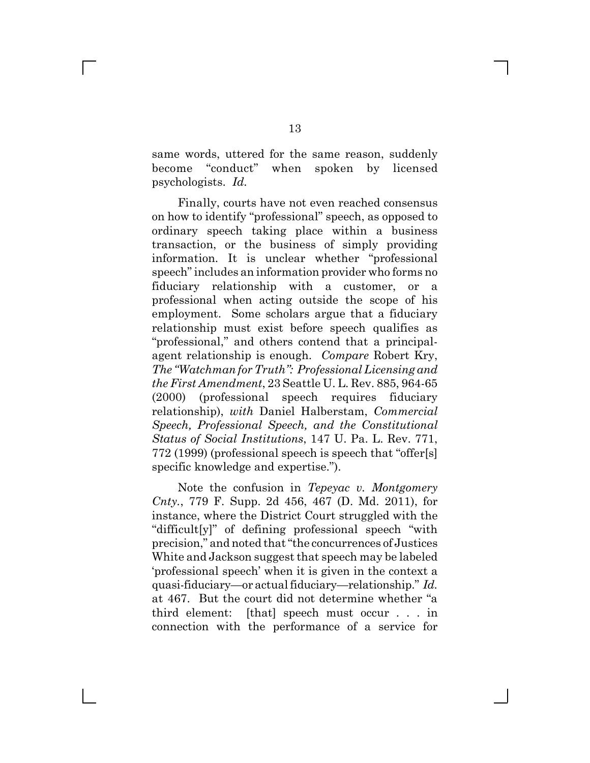same words, uttered for the same reason, suddenly become "conduct" when spoken by licensed psychologists. *Id.*

Finally, courts have not even reached consensus on how to identify "professional" speech, as opposed to ordinary speech taking place within a business transaction, or the business of simply providing information. It is unclear whether "professional speech" includes an information provider who forms no fiduciary relationship with a customer, or a professional when acting outside the scope of his employment. Some scholars argue that a fiduciary relationship must exist before speech qualifies as "professional," and others contend that a principal-agent relationship is enough. *Compare* Robert Kry, *The "Watchman for Truth": Professional Licensing and the First Amendment*, 23 Seattle U. L. Rev. 885, 964-65 (2000) (professional speech requires fiduciary relationship), *with* Daniel Halberstam, *Commercial Speech, Professional Speech, and the Constitutional Status of Social Institutions*, 147 U. Pa. L. Rev. 771, 772 (1999) (professional speech is speech that "offer[s] specific knowledge and expertise.").

Note the confusion in *Tepeyac v. Montgomery Cnty.*, 779 F. Supp. 2d 456, 467 (D. Md. 2011), for instance, where the District Court struggled with the "difficult[y]" of defining professional speech "with precision," and noted that "the concurrences of Justices White and Jackson suggest that speech may be labeled 'professional speech' when it is given in the context a quasi-fiduciary—or actual fiduciary—relationship." *Id.* at 467. But the court did not determine whether "a third element: [that] speech must occur . . . in connection with the performance of a service for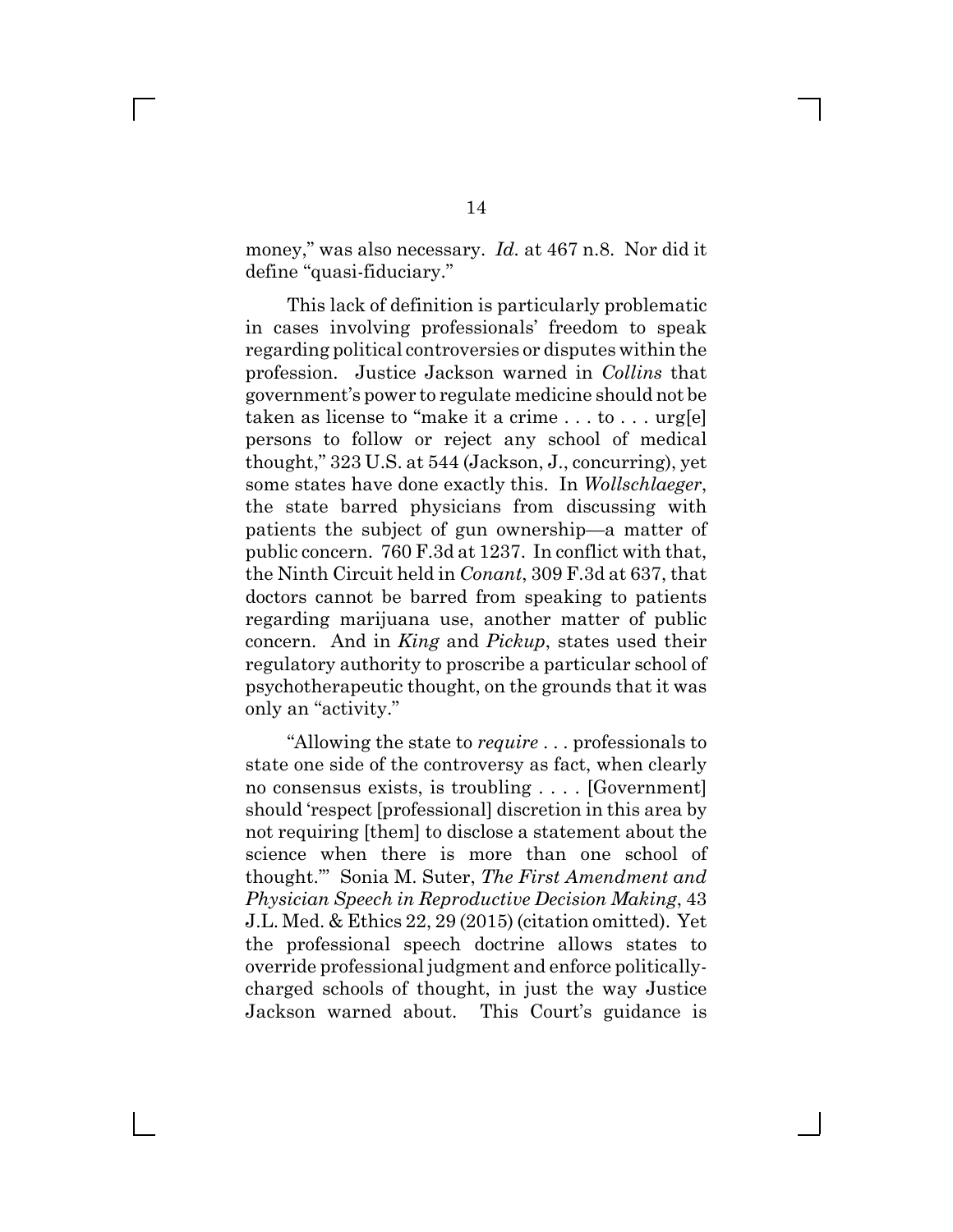money," was also necessary. *Id.* at 467 n.8. Nor did it define "quasi-fiduciary."

This lack of definition is particularly problematic in cases involving professionals' freedom to speak regarding political controversies or disputes within the profession. Justice Jackson warned in *Collins* that government's power to regulate medicine should not be taken as license to "make it a crime . . . to . . . urg[e] persons to follow or reject any school of medical thought," 323 U.S. at 544 (Jackson, J., concurring), yet some states have done exactly this. In *Wollschlaeger*, the state barred physicians from discussing with patients the subject of gun ownership—a matter of public concern. 760 F.3d at 1237. In conflict with that, the Ninth Circuit held in *Conant*, 309 F.3d at 637, that doctors cannot be barred from speaking to patients regarding marijuana use, another matter of public concern. And in *King* and *Pickup*, states used their regulatory authority to proscribe a particular school of psychotherapeutic thought, on the grounds that it was only an "activity."

"Allowing the state to *require* . . . professionals to state one side of the controversy as fact, when clearly no consensus exists, is troubling . . . . [Government] should 'respect [professional] discretion in this area by not requiring [them] to disclose a statement about the science when there is more than one school of thought.'" Sonia M. Suter, *The First Amendment and Physician Speech in Reproductive Decision Making*, 43 J.L. Med. & Ethics 22, 29 (2015) (citation omitted). Yet the professional speech doctrine allows states to override professional judgment and enforce politically-charged schools of thought, in just the way Justice Jackson warned about. This Court's guidance is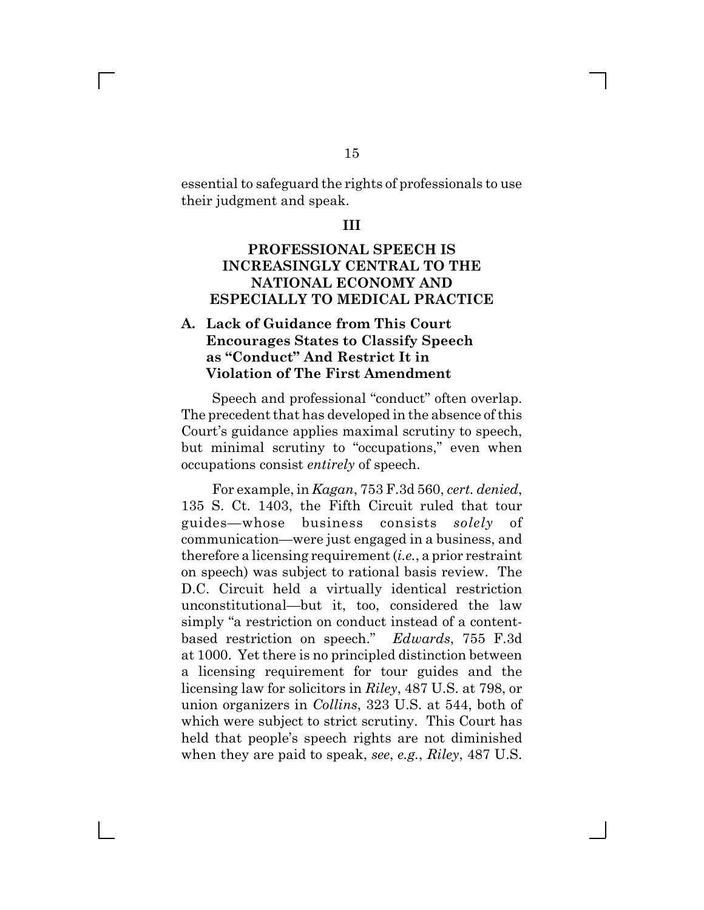essential to safeguard the rights of professionals to use their judgment and speak.

## III

## PROFESSIONAL SPEECH IS INCREASINGLY CENTRAL TO THE NATIONAL ECONOMY AND ESPECIALLY TO MEDICAL PRACTICE

### A. Lack of Guidance from This Court Encourages States to Classify Speech as "Conduct" And Restrict It in Violation of The First Amendment

Speech and professional "conduct" often overlap. The precedent that has developed in the absence of this Court's guidance applies maximal scrutiny to speech, but minimal scrutiny to "occupations," even when occupations consist *entirely* of speech.

For example, in *Kagan*, 753 F.3d 560, *cert. denied*, 135 S. Ct. 1403, the Fifth Circuit ruled that tour guides—whose business consists *solely* of communication—were just engaged in a business, and therefore a licensing requirement (*i.e.*, a prior restraint on speech) was subject to rational basis review. The D.C. Circuit held a virtually identical restriction unconstitutional—but it, too, considered the law simply "a restriction on conduct instead of a content-based restriction on speech." *Edwards*, 755 F.3d at 1000. Yet there is no principled distinction between a licensing requirement for tour guides and the licensing law for solicitors in *Riley*, 487 U.S. at 798, or union organizers in *Collins*, 323 U.S. at 544, both of which were subject to strict scrutiny. This Court has held that people's speech rights are not diminished when they are paid to speak, *see*, *e.g.*, *Riley*, 487 U.S.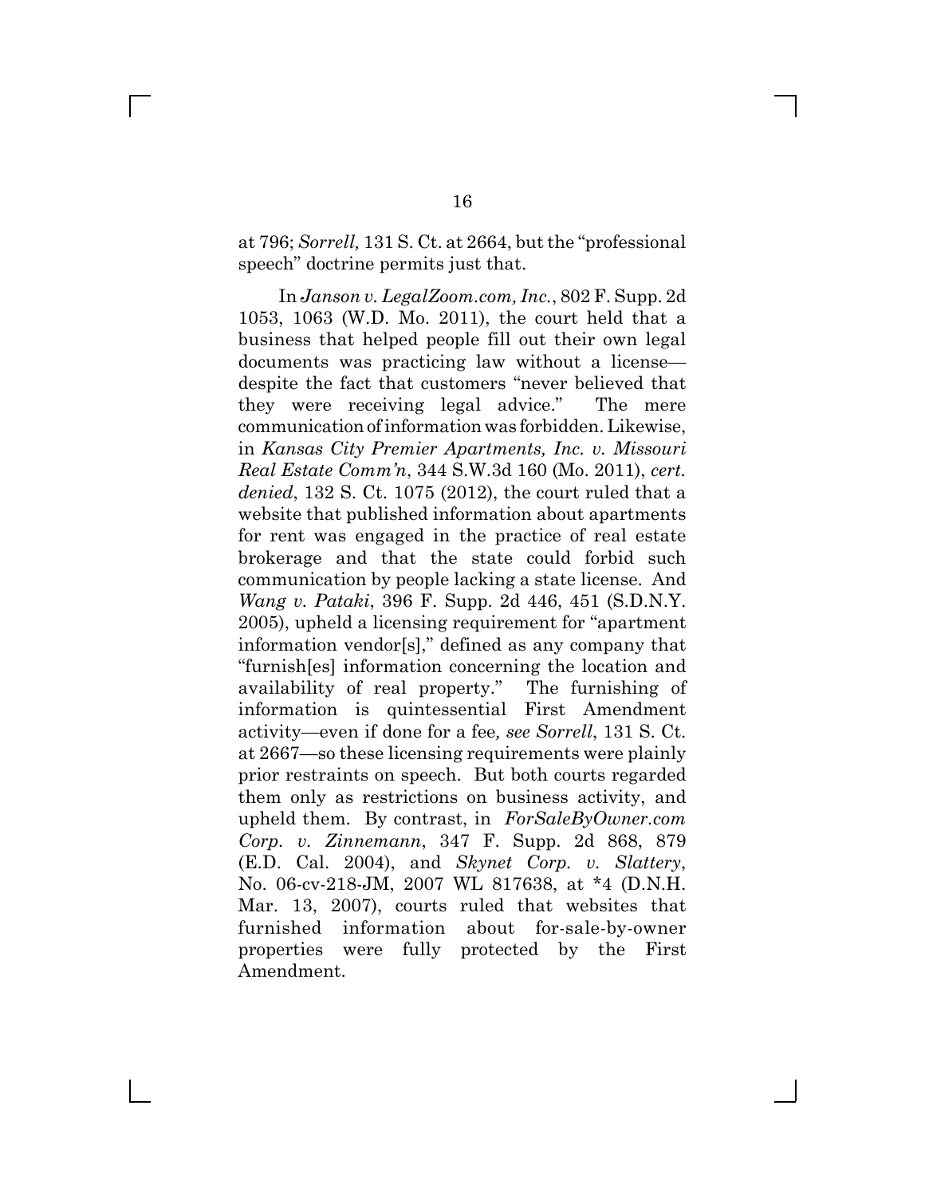at 796; *Sorrell,* 131 S. Ct. at 2664, but the "professional speech" doctrine permits just that.

In *Janson v. LegalZoom.com, Inc.*, 802 F. Supp. 2d 1053, 1063 (W.D. Mo. 2011), the court held that a business that helped people fill out their own legal documents was practicing law without a license—despite the fact that customers "never believed that they were receiving legal advice." The mere communication of information was forbidden. Likewise, in *Kansas City Premier Apartments, Inc. v. Missouri Real Estate Comm'n*, 344 S.W.3d 160 (Mo. 2011), *cert. denied*, 132 S. Ct. 1075 (2012), the court ruled that a website that published information about apartments for rent was engaged in the practice of real estate brokerage and that the state could forbid such communication by people lacking a state license. And *Wang v. Pataki*, 396 F. Supp. 2d 446, 451 (S.D.N.Y. 2005), upheld a licensing requirement for "apartment information vendor[s]," defined as any company that "furnish[es] information concerning the location and availability of real property." The furnishing of information is quintessential First Amendment activity—even if done for a fee*, see Sorrell*, 131 S. Ct. at 2667—so these licensing requirements were plainly prior restraints on speech. But both courts regarded them only as restrictions on business activity, and upheld them. By contrast, in *ForSaleByOwner.com Corp. v. Zinnemann*, 347 F. Supp. 2d 868, 879 (E.D. Cal. 2004), and *Skynet Corp. v. Slattery*, No. 06-cv-218-JM, 2007 WL 817638, at *4 (D.N.H. Mar. 13, 2007), courts ruled that websites that furnished information about for-sale-by-owner properties were fully protected by the First Amendment.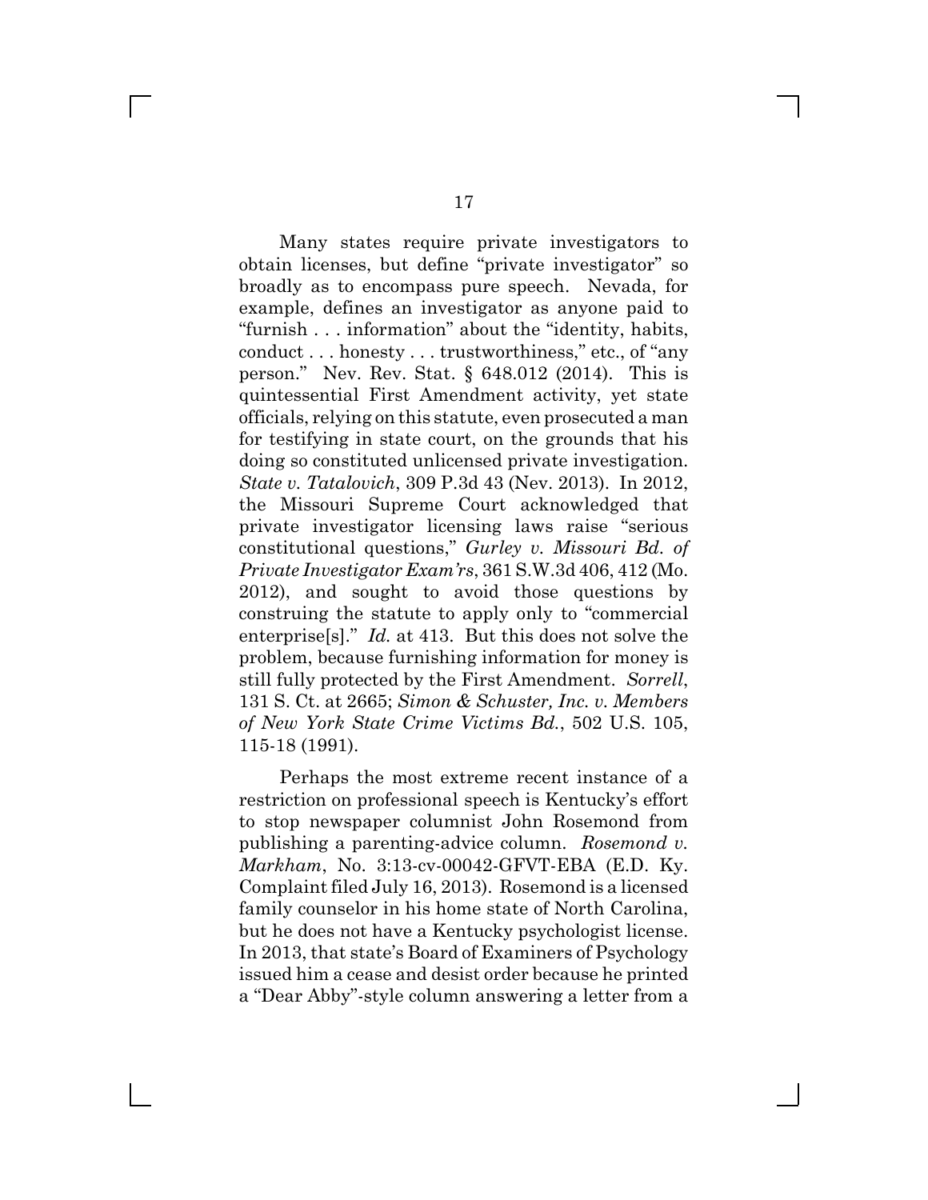Many states require private investigators to obtain licenses, but define "private investigator" so broadly as to encompass pure speech. Nevada, for example, defines an investigator as anyone paid to "furnish . . . information" about the "identity, habits, conduct . . . honesty . . . trustworthiness," etc., of "any person." Nev. Rev. Stat. § 648.012 (2014). This is quintessential First Amendment activity, yet state officials, relying on this statute, even prosecuted a man for testifying in state court, on the grounds that his doing so constituted unlicensed private investigation. *State v. Tatalovich*, 309 P.3d 43 (Nev. 2013). In 2012, the Missouri Supreme Court acknowledged that private investigator licensing laws raise "serious constitutional questions," *Gurley v. Missouri Bd. of Private Investigator Exam'rs*, 361 S.W.3d 406, 412 (Mo. 2012), and sought to avoid those questions by construing the statute to apply only to "commercial enterprise[s]." *Id.* at 413. But this does not solve the problem, because furnishing information for money is still fully protected by the First Amendment. *Sorrell*, 131 S. Ct. at 2665; *Simon & Schuster, Inc. v. Members of New York State Crime Victims Bd.*, 502 U.S. 105, 115-18 (1991).

Perhaps the most extreme recent instance of a restriction on professional speech is Kentucky's effort to stop newspaper columnist John Rosemond from publishing a parenting-advice column. *Rosemond v. Markham*, No. 3:13-cv-00042-GFVT-EBA (E.D. Ky. Complaint filed July 16, 2013). Rosemond is a licensed family counselor in his home state of North Carolina, but he does not have a Kentucky psychologist license. In 2013, that state's Board of Examiners of Psychology issued him a cease and desist order because he printed a "Dear Abby"-style column answering a letter from a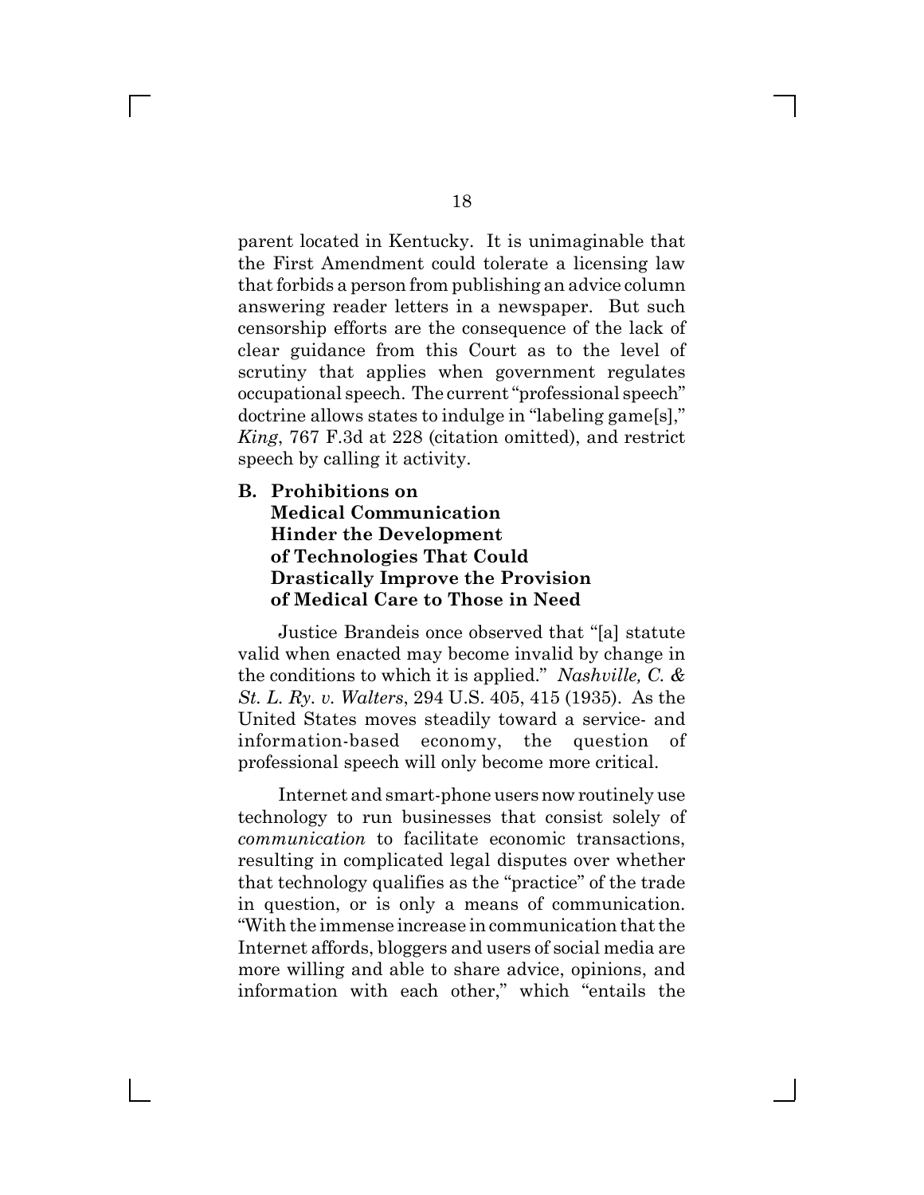parent located in Kentucky. It is unimaginable that the First Amendment could tolerate a licensing law that forbids a person from publishing an advice column answering reader letters in a newspaper. But such censorship efforts are the consequence of the lack of clear guidance from this Court as to the level of scrutiny that applies when government regulates occupational speech. The current "professional speech" doctrine allows states to indulge in "labeling game[s]," *King*, 767 F.3d at 228 (citation omitted), and restrict speech by calling it activity.

### B. Prohibitions on Medical Communication Hinder the Development of Technologies That Could Drastically Improve the Provision of Medical Care to Those in Need

Justice Brandeis once observed that "[a] statute valid when enacted may become invalid by change in the conditions to which it is applied." *Nashville, C. & St. L. Ry. v. Walters*, 294 U.S. 405, 415 (1935). As the United States moves steadily toward a service- and information-based economy, the question of professional speech will only become more critical.

Internet and smart-phone users now routinely use technology to run businesses that consist solely of *communication* to facilitate economic transactions, resulting in complicated legal disputes over whether that technology qualifies as the "practice" of the trade in question, or is only a means of communication. "With the immense increase in communication that the Internet affords, bloggers and users of social media are more willing and able to share advice, opinions, and information with each other," which "entails the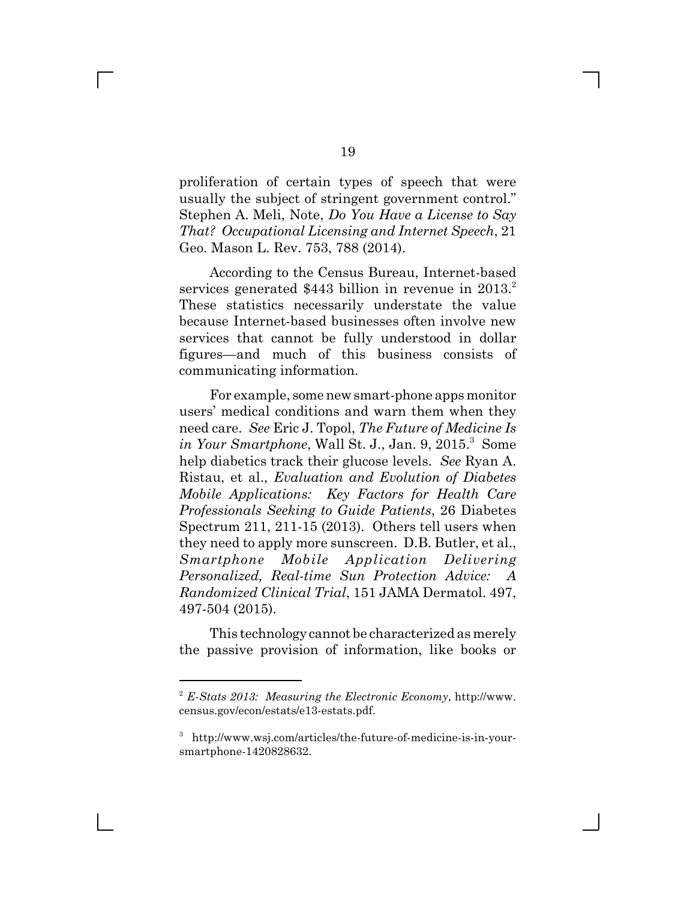proliferation of certain types of speech that were usually the subject of stringent government control." Stephen A. Meli, Note, *Do You Have a License to Say That? Occupational Licensing and Internet Speech*, 21 Geo. Mason L. Rev. 753, 788 (2014).

According to the Census Bureau, Internet-based services generated $443 billion in revenue in 2013.[2] These statistics necessarily understate the value because Internet-based businesses often involve new services that cannot be fully understood in dollar figures—and much of this business consists of communicating information.

For example, some new smart-phone apps monitor users' medical conditions and warn them when they need care. *See* Eric J. Topol, *The Future of Medicine Is in Your Smartphone*, Wall St. J., Jan. 9, 2015.[3] Some help diabetics track their glucose levels. *See* Ryan A. Ristau, et al., *Evaluation and Evolution of Diabetes Mobile Applications: Key Factors for Health Care Professionals Seeking to Guide Patients*, 26 Diabetes Spectrum 211, 211-15 (2013). Others tell users when they need to apply more sunscreen. D.B. Butler, et al., *Smartphone Mobile Application Delivering Personalized, Real-time Sun Protection Advice: A Randomized Clinical Trial*, 151 JAMA Dermatol. 497, 497-504 (2015).

This technology cannot be characterized as merely the passive provision of information, like books or

---

[2] *E-Stats 2013: Measuring the Electronic Economy*, http://www.census.gov/econ/estats/e13-estats.pdf.

[3] http://www.wsj.com/articles/the-future-of-medicine-is-in-your-smartphone-1420828632.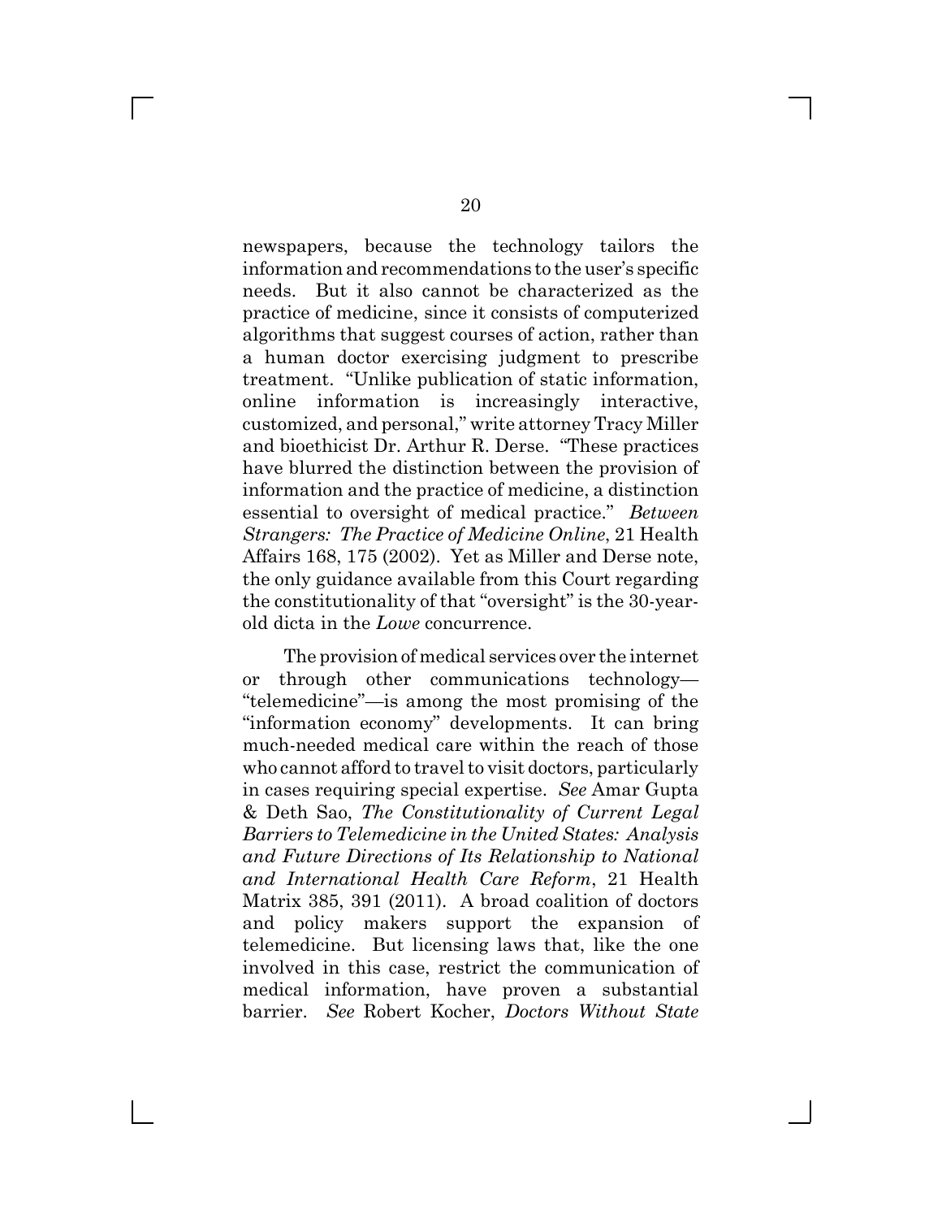newspapers, because the technology tailors the information and recommendations to the user's specific needs. But it also cannot be characterized as the practice of medicine, since it consists of computerized algorithms that suggest courses of action, rather than a human doctor exercising judgment to prescribe treatment. "Unlike publication of static information, online information is increasingly interactive, customized, and personal," write attorney Tracy Miller and bioethicist Dr. Arthur R. Derse. "These practices have blurred the distinction between the provision of information and the practice of medicine, a distinction essential to oversight of medical practice." *Between Strangers: The Practice of Medicine Online*, 21 Health Affairs 168, 175 (2002). Yet as Miller and Derse note, the only guidance available from this Court regarding the constitutionality of that "oversight" is the 30-year-old dicta in the *Lowe* concurrence.

The provision of medical services over the internet or through other communications technology—"telemedicine"—is among the most promising of the "information economy" developments. It can bring much-needed medical care within the reach of those who cannot afford to travel to visit doctors, particularly in cases requiring special expertise. *See* Amar Gupta & Deth Sao, *The Constitutionality of Current Legal Barriers to Telemedicine in the United States: Analysis and Future Directions of Its Relationship to National and International Health Care Reform*, 21 Health Matrix 385, 391 (2011). A broad coalition of doctors and policy makers support the expansion of telemedicine. But licensing laws that, like the one involved in this case, restrict the communication of medical information, have proven a substantial barrier. *See* Robert Kocher, *Doctors Without State*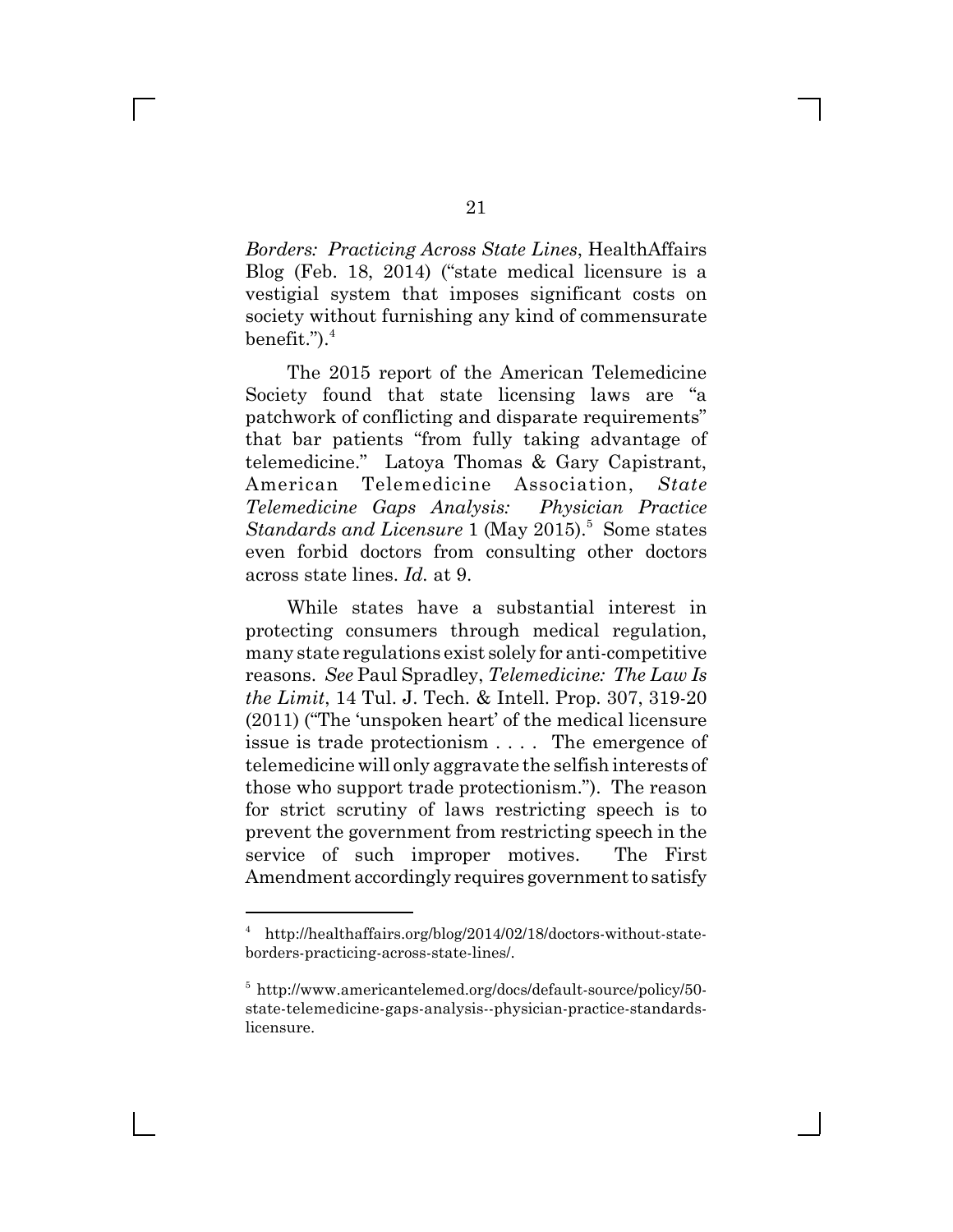*Borders: Practicing Across State Lines*, HealthAffairs Blog (Feb. 18, 2014) ("state medical licensure is a vestigial system that imposes significant costs on society without furnishing any kind of commensurate benefit.").[4]

The 2015 report of the American Telemedicine Society found that state licensing laws are "a patchwork of conflicting and disparate requirements" that bar patients "from fully taking advantage of telemedicine." Latoya Thomas & Gary Capistrant, American Telemedicine Association, *State Telemedicine Gaps Analysis: Physician Practice Standards and Licensure* 1 (May 2015).[5] Some states even forbid doctors from consulting other doctors across state lines. *Id.* at 9.

While states have a substantial interest in protecting consumers through medical regulation, many state regulations exist solely for anti-competitive reasons. *See* Paul Spradley, *Telemedicine: The Law Is the Limit*, 14 Tul. J. Tech. & Intell. Prop. 307, 319-20 (2011) ("The 'unspoken heart' of the medical licensure issue is trade protectionism . . . . The emergence of telemedicine will only aggravate the selfish interests of those who support trade protectionism."). The reason for strict scrutiny of laws restricting speech is to prevent the government from restricting speech in the service of such improper motives. The First Amendment accordingly requires government to satisfy

---

[4] http://healthaffairs.org/blog/2014/02/18/doctors-without-state-borders-practicing-across-state-lines/.

[5] http://www.americantelemed.org/docs/default-source/policy/50-state-telemedicine-gaps-analysis--physician-practice-standards-licensure.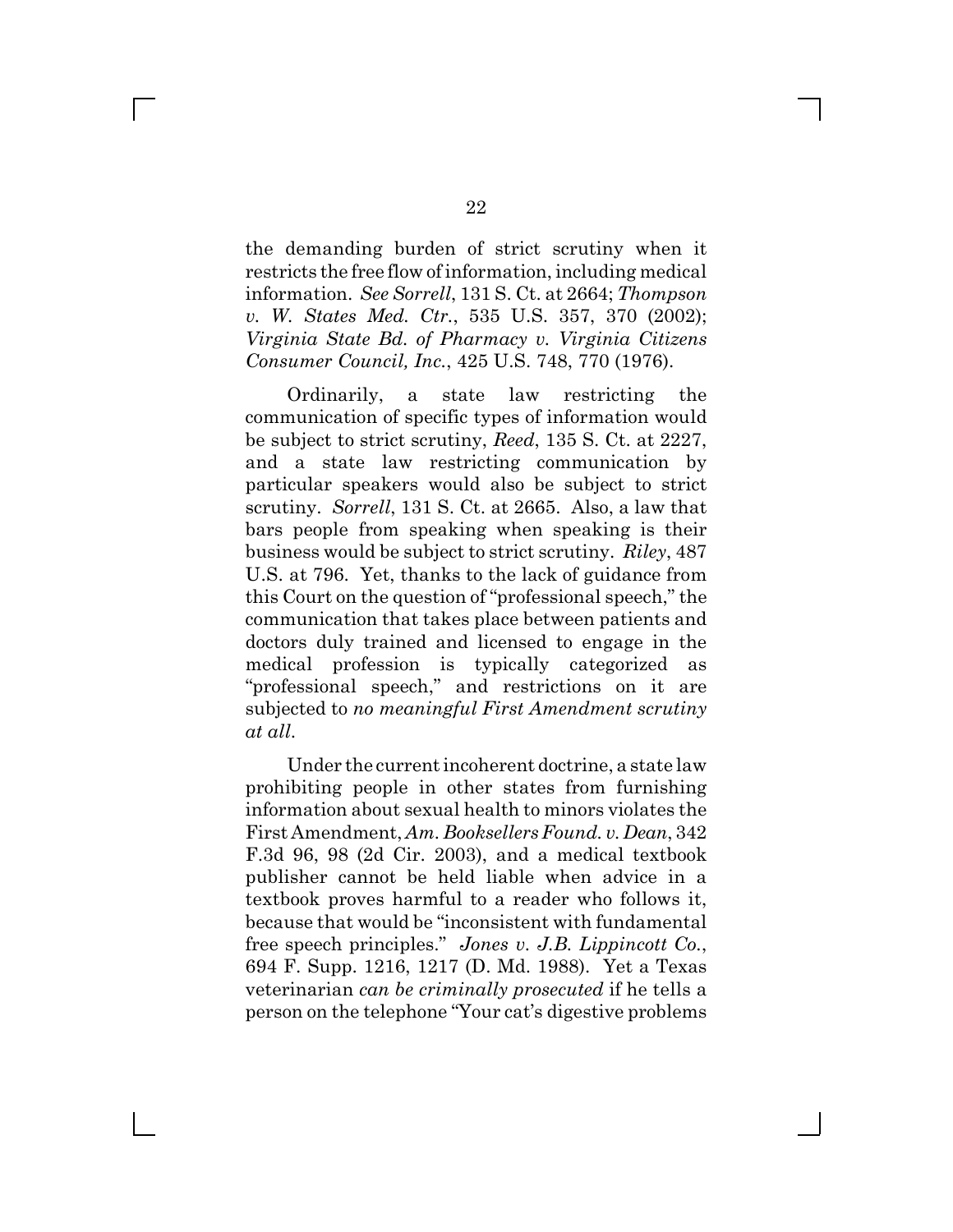the demanding burden of strict scrutiny when it restricts the free flow of information, including medical information. *See Sorrell*, 131 S. Ct. at 2664; *Thompson v. W. States Med. Ctr.*, 535 U.S. 357, 370 (2002); *Virginia State Bd. of Pharmacy v. Virginia Citizens Consumer Council, Inc.*, 425 U.S. 748, 770 (1976).

Ordinarily, a state law restricting the communication of specific types of information would be subject to strict scrutiny, *Reed*, 135 S. Ct. at 2227, and a state law restricting communication by particular speakers would also be subject to strict scrutiny. *Sorrell*, 131 S. Ct. at 2665. Also, a law that bars people from speaking when speaking is their business would be subject to strict scrutiny. *Riley*, 487 U.S. at 796. Yet, thanks to the lack of guidance from this Court on the question of "professional speech," the communication that takes place between patients and doctors duly trained and licensed to engage in the medical profession is typically categorized as "professional speech," and restrictions on it are subjected to *no meaningful First Amendment scrutiny at all*.

Under the current incoherent doctrine, a state law prohibiting people in other states from furnishing information about sexual health to minors violates the First Amendment, *Am. Booksellers Found. v. Dean*, 342 F.3d 96, 98 (2d Cir. 2003), and a medical textbook publisher cannot be held liable when advice in a textbook proves harmful to a reader who follows it, because that would be "inconsistent with fundamental free speech principles." *Jones v. J.B. Lippincott Co.*, 694 F. Supp. 1216, 1217 (D. Md. 1988). Yet a Texas veterinarian *can be criminally prosecuted* if he tells a person on the telephone "Your cat's digestive problems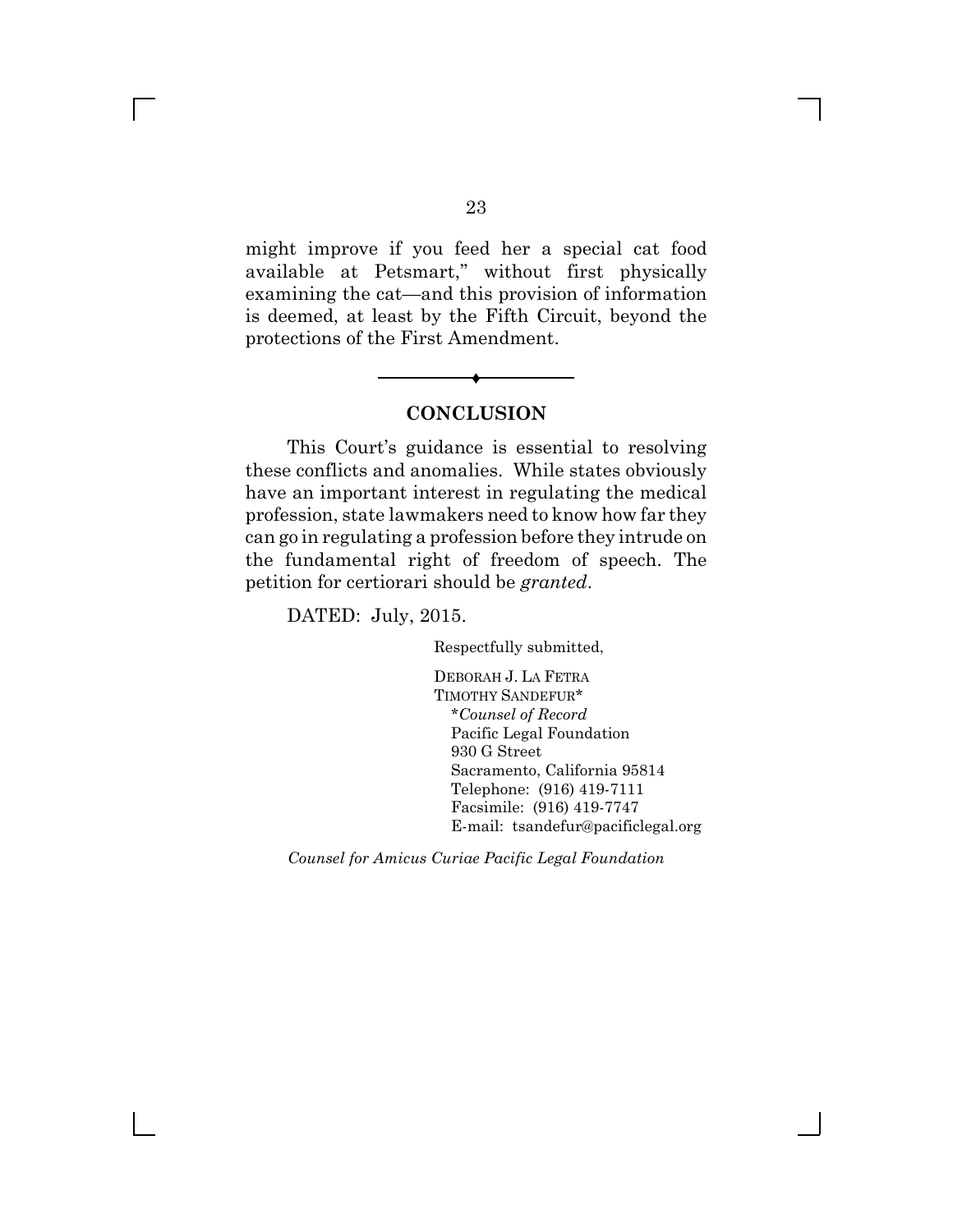might improve if you feed her a special cat food available at Petsmart," without first physically examining the cat—and this provision of information is deemed, at least by the Fifth Circuit, beyond the protections of the First Amendment.

## CONCLUSION

This Court's guidance is essential to resolving these conflicts and anomalies. While states obviously have an important interest in regulating the medical profession, state lawmakers need to know how far they can go in regulating a profession before they intrude on the fundamental right of freedom of speech. The petition for certiorari should be *granted*.

DATED: July, 2015.

Respectfully submitted,

DEBORAH J. LA FETRA
TIMOTHY SANDEFUR*
*\*Counsel of Record*
Pacific Legal Foundation
930 G Street
Sacramento, California 95814
Telephone: (916) 419-7111
Facsimile: (916) 419-7747
E-mail: tsandefur@pacificlegal.org

*Counsel for Amicus Curiae Pacific Legal Foundation*